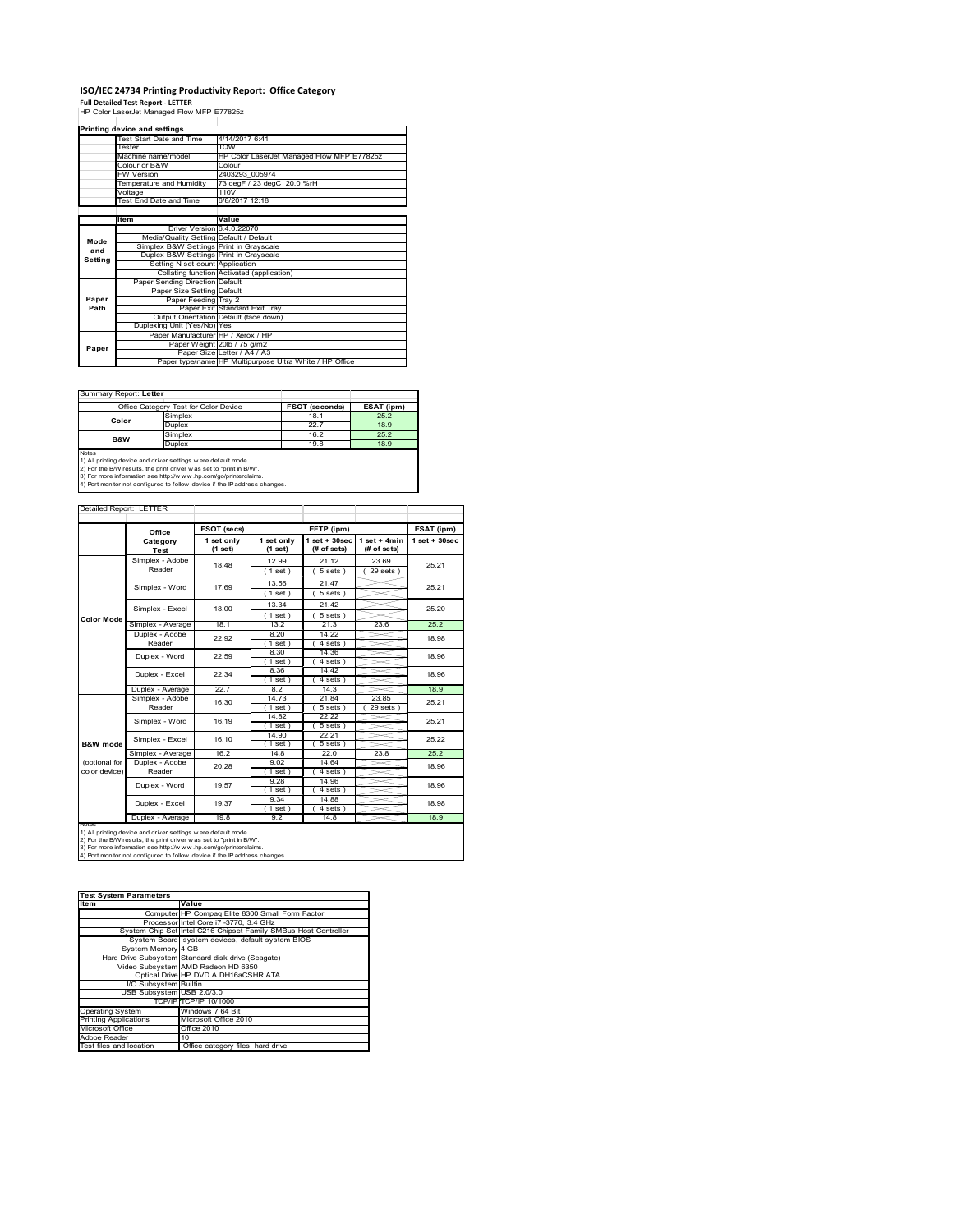# ISO/IEC 24734 Printing Productivity Report: Office Category

**Full Detailed Test Report - LETTER**

HP Color LaserJet Managed Flow MFP E77825z

| Printing device and settings | |
|---|---|
| Test Start Date and Time | 4/14/2017 6:41 |
| Tester | TQW |
| Machine name/model | HP Color LaserJet Managed Flow MFP E77825z |
| Colour or B&W | Colour |
| FW Version | 2403293_005974 |
| Temperature and Humidity | 73 degF / 23 degC 20.0 %rH |
| Voltage | 110V |
| Test End Date and Time | 6/8/2017 12:18 |

| | Item | Value |
|---|---|---|
| Mode and Setting | Driver Version | 6.4.0.22070 |
| | Media/Quality Setting | Default / Default |
| | Simplex B&W Settings | Print in Grayscale |
| | Duplex B&W Settings | Print in Grayscale |
| | Setting N set count | Application |
| | Collating function | Activated (application) |
| Paper Path | Paper Sending Direction | Default |
| | Paper Size Setting | Default |
| | Paper Feeding | Tray 2 |
| | Paper Exit | Standard Exit Tray |
| | Output Orientation | Default (face down) |
| | Duplexing Unit (Yes/No) | Yes |
| Paper | Paper Manufacturer | HP / Xerox / HP |
| | Paper Weight | 20lb / 75 g/m2 |
| | Paper Size | Letter / A4 / A3 |
| | Paper type/name | HP Multipurpose Ultra White / HP Office |

Summary Report: **Letter**

| Office Category Test for Color Device | | FSOT (seconds) | ESAT (ipm) |
|---|---|---|---|
| Color | Simplex | 18.1 | 25.2 |
| | Duplex | 22.7 | 18.9 |
| B&W | Simplex | 16.2 | 25.2 |
| | Duplex | 19.8 | 18.9 |

Notes
1) All printing device and driver settings were default mode.
2) For the B/W results, the print driver was set to "print in B/W".
3) For more information see http://www.hp.com/go/printerclaims.
4) Port monitor not configured to follow device if the IP address changes.

Detailed Report: LETTER

| | Office Category Test | FSOT (secs) 1 set only (1 set) | EFTP (ipm) 1 set only (1 set) | EFTP (ipm) 1 set + 30sec (# of sets) | EFTP (ipm) 1 set + 4min (# of sets) | ESAT (ipm) 1 set + 30sec |
|---|---|---|---|---|---|---|
| Color Mode | Simplex - Adobe Reader | 18.48 | 12.99 (1 set) | 21.12 (5 sets) | 23.69 (29 sets) | 25.21 |
| | Simplex - Word | 17.69 | 13.56 (1 set) | 21.47 (5 sets) | | 25.21 |
| | Simplex - Excel | 18.00 | 13.34 (1 set) | 21.42 (5 sets) | | 25.20 |
| | Simplex - Average | 18.1 | 13.2 | 21.3 | 23.6 | 25.2 |
| | Duplex - Adobe Reader | 22.92 | 8.20 (1 set) | 14.22 (4 sets) | | 18.98 |
| | Duplex - Word | 22.59 | 8.30 (1 set) | 14.36 (4 sets) | | 18.96 |
| | Duplex - Excel | 22.34 | 8.36 (1 set) | 14.42 (4 sets) | | 18.96 |
| | Duplex - Average | 22.7 | 8.2 | 14.3 | | 18.9 |
| B&W mode (optional for color device) | Simplex - Adobe Reader | 16.30 | 14.73 (1 set) | 21.84 (5 sets) | 23.85 (29 sets) | 25.21 |
| | Simplex - Word | 16.19 | 14.82 (1 set) | 22.22 (5 sets) | | 25.21 |
| | Simplex - Excel | 16.10 | 14.90 (1 set) | 22.21 (5 sets) | | 25.22 |
| | Simplex - Average | 16.2 | 14.8 | 22.0 | 23.8 | 25.2 |
| | Duplex - Adobe Reader | 20.28 | 9.02 (1 set) | 14.64 (4 sets) | | 18.96 |
| | Duplex - Word | 19.57 | 9.28 (1 set) | 14.96 (4 sets) | | 18.96 |
| | Duplex - Excel | 19.37 | 9.34 (1 set) | 14.88 (4 sets) | | 18.98 |
| | Duplex - Average | 19.8 | 9.2 | 14.8 | | 18.9 |

Notes
1) All printing device and driver settings were default mode.
2) For the B/W results, the print driver was set to "print in B/W".
3) For more information see http://www.hp.com/go/printerclaims.
4) Port monitor not configured to follow device if the IP address changes.

| Test System Parameters | |
|---|---|
| **Item** | **Value** |
| Computer | HP Compaq Elite 8300 Small Form Factor |
| Processor | Intel Core i7 -3770, 3.4 GHz |
| System Chip Set | Intel C216 Chipset Family SMBus Host Controller |
| System Board | system devices, default system BIOS |
| System Memory | 4 GB |
| Hard Drive Subsystem | Standard disk drive (Seagate) |
| Video Subsystem | AMD Radeon HD 6350 |
| Optical Drive | HP DVD A DH16aCSHR ATA |
| I/O Subsystem | Builtin |
| USB Subsystem | USB 2.0/3.0 |
| TCP/IP | TCP/IP 10/1000 |
| Operating System | Windows 7 64 Bit |
| Printing Applications | Microsoft Office 2010 |
| Microsoft Office | Office 2010 |
| Adobe Reader | 10 |
| Test files and location | Office category files, hard drive |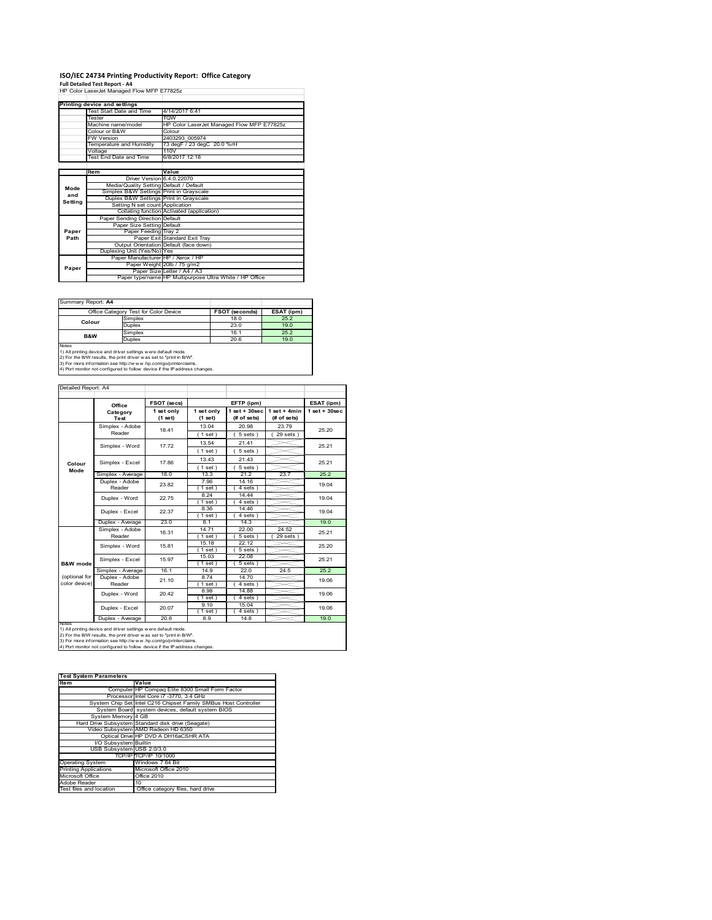# ISO/IEC 24734 Printing Productivity Report: Office Category

**Full Detailed Test Report - A4**

HP Color LaserJet Managed Flow MFP E77825z

| Printing device and settings | |
|---|---|
| Test Start Date and Time | 4/14/2017 6:41 |
| Tester | TQW |
| Machine name/model | HP Color LaserJet Managed Flow MFP E77825z |
| Colour or B&W | Colour |
| FW Version | 2403293_005974 |
| Temperature and Humidity | 73 degF / 23 degC 20.0 %rH |
| Voltage | 110V |
| Test End Date and Time | 6/8/2017 12:18 |

| | Item | Value |
|---|---|---|
| | Driver Version | 6.4.0.22070 |
| Mode and Setting | Media/Quality Setting | Default / Default |
| | Simplex B&W Settings | Print in Grayscale |
| | Duplex B&W Settings | Print in Grayscale |
| | Setting N set count | Application |
| | Collating function | Activated (application) |
| Paper Path | Paper Sending Direction | Default |
| | Paper Size Setting | Default |
| | Paper Feeding | Tray 2 |
| | Paper Exit | Standard Exit Tray |
| | Output Orientation | Default (face down) |
| | Duplexing Unit (Yes/No) | Yes |
| Paper | Paper Manufacturer | HP / Xerox / HP |
| | Paper Weight | 20lb / 75 g/m2 |
| | Paper Size | Letter / A4 / A3 |
| | Paper type/name | HP Multipurpose Ultra White / HP Office |

Summary Report: **A4**

| Office Category Test for Color Device | | FSOT (seconds) | ESAT (ipm) |
|---|---|---|---|
| Colour | Simplex | 18.0 | 25.2 |
| | Duplex | 23.0 | 19.0 |
| B&W | Simplex | 16.1 | 25.2 |
| | Duplex | 20.6 | 19.0 |

Notes
1) All printing device and driver settings were default mode.
2) For the B/W results, the print driver was set to "print in B/W".
3) For more information see http://www.hp.com/go/printerclaims.
4) Port monitor not configured to follow device if the IP address changes.

Detailed Report: A4

| | Office Category Test | FSOT (secs) 1 set only (1 set) | EFTP (ipm) 1 set only (1 set) | EFTP (ipm) 1 set + 30sec (# of sets) | EFTP (ipm) 1 set + 4min (# of sets) | ESAT (ipm) 1 set + 30sec |
|---|---|---|---|---|---|---|
| Colour Mode | Simplex - Adobe Reader | 18.41 | 13.04 (1 set) | 20.98 (5 sets) | 23.79 (29 sets) | 25.20 |
| | Simplex - Word | 17.72 | 13.54 (1 set) | 21.41 (5 sets) | | 25.21 |
| | Simplex - Excel | 17.86 | 13.43 (1 set) | 21.43 (5 sets) | | 25.21 |
| | Simplex - Average | 18.0 | 13.3 | 21.2 | 23.7 | 25.2 |
| | Duplex - Adobe Reader | 23.82 | 7.96 (1 set) | 14.16 (4 sets) | | 19.04 |
| | Duplex - Word | 22.75 | 8.24 (1 set) | 14.44 (4 sets) | | 19.04 |
| | Duplex - Excel | 22.37 | 8.36 (1 set) | 14.46 (4 sets) | | 19.04 |
| | Duplex - Average | 23.0 | 8.1 | 14.3 | | 19.0 |
| B&W mode (optional for color device) | Simplex - Adobe Reader | 16.31 | 14.71 (1 set) | 22.00 (5 sets) | 24.52 (29 sets) | 25.21 |
| | Simplex - Word | 15.81 | 15.18 (1 set) | 22.12 (5 sets) | | 25.20 |
| | Simplex - Excel | 15.97 | 15.03 (1 set) | 22.08 (5 sets) | | 25.21 |
| | Simplex - Average | 16.1 | 14.9 | 22.0 | 24.5 | 25.2 |
| | Duplex - Adobe Reader | 21.10 | 8.74 (1 set) | 14.70 (4 sets) | | 19.06 |
| | Duplex - Word | 20.42 | 8.98 (1 set) | 14.88 (4 sets) | | 19.06 |
| | Duplex - Excel | 20.07 | 9.10 (1 set) | 15.04 (4 sets) | | 19.06 |
| | Duplex - Average | 20.6 | 8.9 | 14.8 | | 19.0 |

Notes
1) All printing device and driver settings were default mode.
2) For the B/W results, the print driver was set to "print in B/W".
3) For more information see http://www.hp.com/go/printerclaims.
4) Port monitor not configured to follow device if the IP address changes.

| Test System Parameters | |
|---|---|
| **Item** | **Value** |
| Computer | HP Compaq Elite 8300 Small Form Factor |
| Processor | Intel Core i7 -3770, 3.4 GHz |
| System Chip Set | Intel C216 Chipset Family SMBus Host Controller |
| System Board | system devices, default system BIOS |
| System Memory | 4 GB |
| Hard Drive Subsystem | Standard disk drive (Seagate) |
| Video Subsystem | AMD Radeon HD 6350 |
| Optical Drive | HP DVD A DH16aCSHR ATA |
| I/O Subsystem | Builtin |
| USB Subsystem | USB 2.0/3.0 |
| TCP/IP | TCP/IP 10/1000 |
| Operating System | Windows 7 64 Bit |
| Printing Applications | Microsoft Office 2010 |
| Microsoft Office | Office 2010 |
| Adobe Reader | 10 |
| Test files and location | Office category files, hard drive |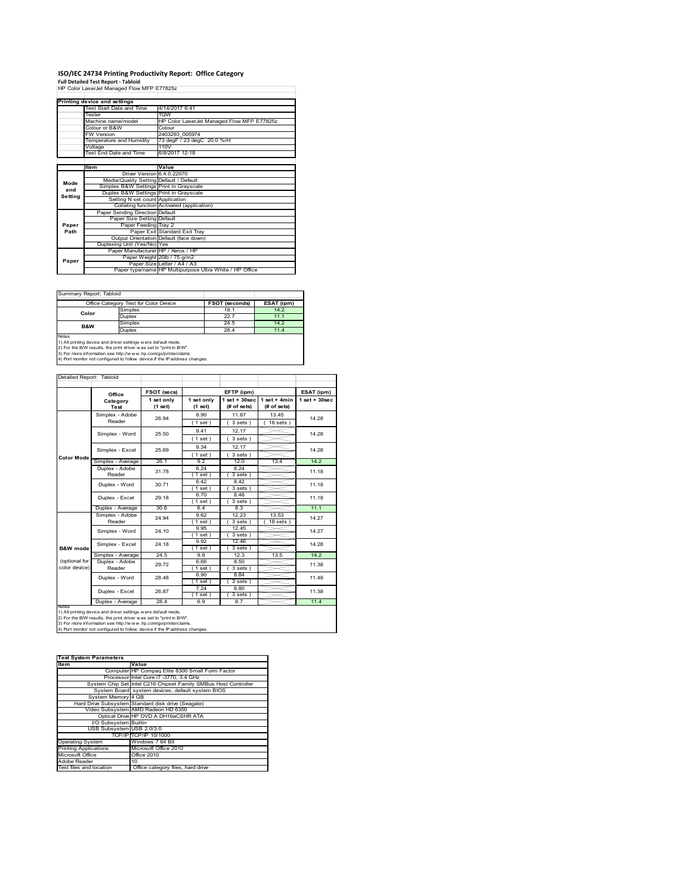# ISO/IEC 24734 Printing Productivity Report: Office Category

**Full Detailed Test Report - Tabloid**

HP Color LaserJet Managed Flow MFP E77825z

| Printing device and settings | |
|---|---|
| Test Start Date and Time | 4/14/2017 6:41 |
| Tester | TQW |
| Machine name/model | HP Color LaserJet Managed Flow MFP E77825z |
| Colour or B&W | Colour |
| FW Version | 2403293_005974 |
| Temperature and Humidity | 73 degF / 23 degC 20.0 %rH |
| Voltage | 110V |
| Test End Date and Time | 6/8/2017 12:18 |

| | Item | Value |
|---|---|---|
| Mode and Setting | Driver Version | 6.4.0.22070 |
| | Media/Quality Setting | Default / Default |
| | Simplex B&W Settings | Print in Grayscale |
| | Duplex B&W Settings | Print in Grayscale |
| | Setting N set count | Application |
| | Collating function | Activated (application) |
| Paper Path | Paper Sending Direction | Default |
| | Paper Size Setting | Default |
| | Paper Feeding | Tray 2 |
| | Paper Exit | Standard Exit Tray |
| | Output Orientation | Default (face down) |
| | Duplexing Unit (Yes/No) | Yes |
| Paper | Paper Manufacturer | HP / Xerox / HP |
| | Paper Weight | 20lb / 75 g/m2 |
| | Paper Size | Letter / A4 / A3 |
| | Paper type/name | HP Multipurpose Ultra White / HP Office |

Summary Report: Tabloid

| Office Category Test for Color Device | | FSOT (seconds) | ESAT (ipm) |
|---|---|---|---|
| Color | Simplex | 18.1 | 14.2 |
| | Duplex | 22.7 | 11.1 |
| B&W | Simplex | 24.5 | 14.2 |
| | Duplex | 28.4 | 11.4 |

Notes
1) All printing device and driver settings were default mode.
2) For the B/W results, the print driver was set to "print in B/W".
3) For more information see http://www.hp.com/go/printerclaims.
4) Port monitor not configured to follow device if the IP address changes.

Detailed Report: Tabloid

| | Office Category Test | FSOT (secs) 1 set only (1 set) | EFTP (ipm) 1 set only (1 set) | EFTP (ipm) 1 set + 30sec (# of sets) | EFTP (ipm) 1 set + 4min (# of sets) | ESAT (ipm) 1 set + 30sec |
|---|---|---|---|---|---|---|
| Color Mode | Simplex - Adobe Reader | 26.94 | 8.90 (1 set) | 11.87 (3 sets) | 13.45 (18 sets) | 14.28 |
| | Simplex - Word | 25.50 | 9.41 (1 set) | 12.17 (3 sets) | | 14.28 |
| | Simplex - Excel | 25.69 | 9.34 (1 set) | 12.17 (3 sets) | | 14.28 |
| | Simplex - Average | 26.1 | 9.2 | 12.0 | 13.4 | 14.2 |
| | Duplex - Adobe Reader | 31.78 | 6.24 (1 set) | 8.24 (3 sets) | | 11.18 |
| | Duplex - Word | 30.71 | 6.42 (1 set) | 8.42 (3 sets) | | 11.18 |
| | Duplex - Excel | 29.18 | 6.70 (1 set) | 8.48 (3 sets) | | 11.18 |
| | Duplex - Average | 30.6 | 6.4 | 8.3 | | 11.1 |
| B&W mode (optional for color device) | Simplex - Adobe Reader | 24.94 | 9.62 (1 set) | 12.23 (3 sets) | 13.53 (18 sets) | 14.27 |
| | Simplex - Word | 24.10 | 9.95 (1 set) | 12.45 (3 sets) | | 14.27 |
| | Simplex - Excel | 24.18 | 9.92 (1 set) | 12.46 (3 sets) | | 14.28 |
| | Simplex - Average | 24.5 | 9.8 | 12.3 | 13.5 | 14.2 |
| | Duplex - Adobe Reader | 29.72 | 6.66 (1 set) | 8.50 (3 sets) | | 11.38 |
| | Duplex - Word | 28.48 | 6.90 (1 set) | 8.84 (3 sets) | | 11.48 |
| | Duplex - Excel | 26.87 | 7.24 (1 set) | 8.80 (3 sets) | | 11.38 |
| | Duplex - Average | 28.4 | 6.9 | 8.7 | | 11.4 |

Notes
1) All printing device and driver settings were default mode.
2) For the B/W results, the print driver was set to "print in B/W".
3) For more information see http://www.hp.com/go/printerclaims.
4) Port monitor not configured to follow device if the IP address changes.

| Test System Parameters | |
|---|---|
| Item | Value |
| Computer | HP Compaq Elite 8300 Small Form Factor |
| Processor | Intel Core i7 -3770, 3.4 GHz |
| System Chip Set | Intel C216 Chipset Family SMBus Host Controller |
| System Board | system devices, default system BIOS |
| System Memory | 4 GB |
| Hard Drive Subsystem | Standard disk drive (Seagate) |
| Video Subsystem | AMD Radeon HD 6350 |
| Optical Drive | HP DVD A DH16aCSHR ATA |
| I/O Subsystem | Builtin |
| USB Subsystem | USB 2.0/3.0 |
| TCP/IP | TCP/IP 10/1000 |
| Operating System | Windows 7 64 Bit |
| Printing Applications | Microsoft Office 2010 |
| Microsoft Office | Office 2010 |
| Adobe Reader | 10 |
| Test files and location | Office category files, hard drive |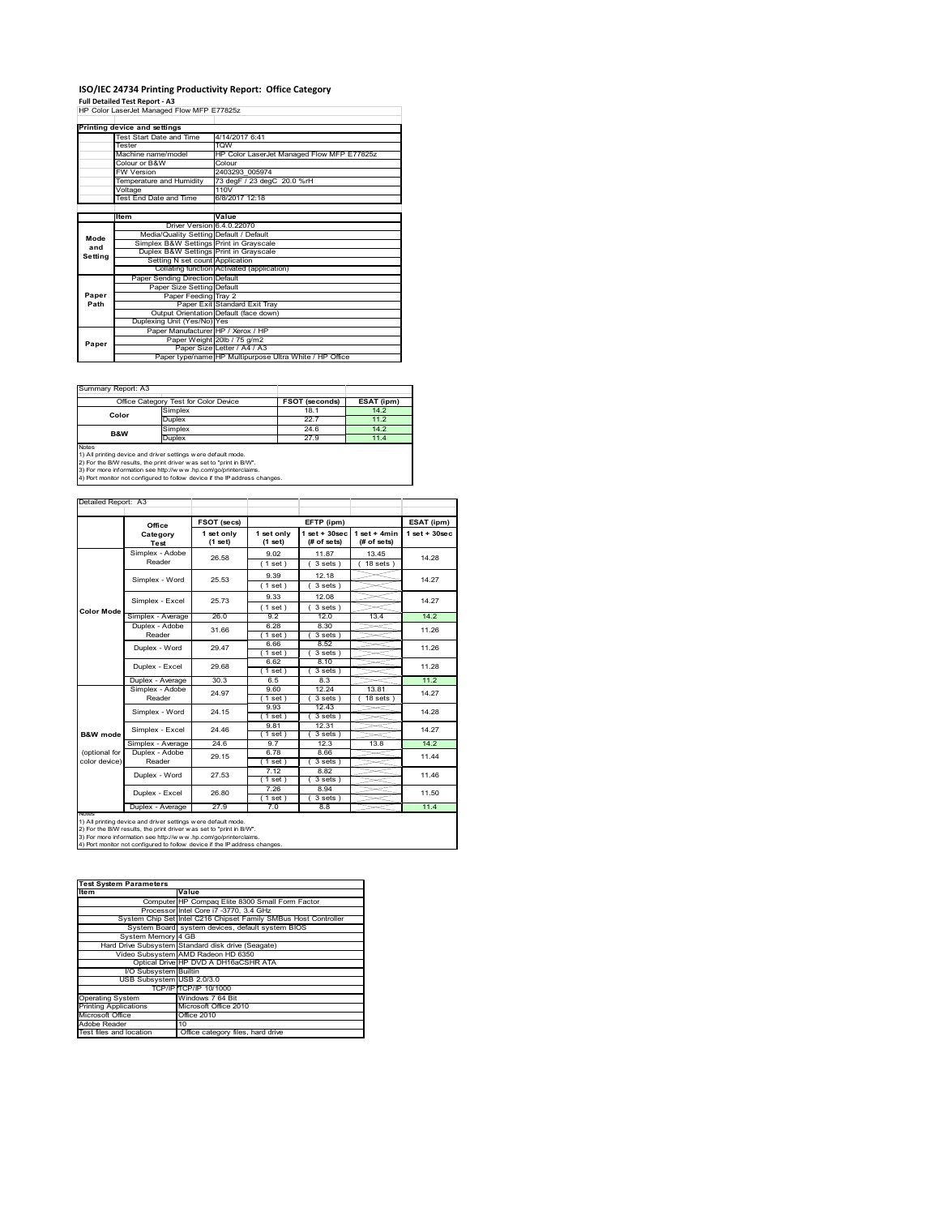# ISO/IEC 24734 Printing Productivity Report: Office Category

**Full Detailed Test Report - A3**

HP Color LaserJet Managed Flow MFP E77825z

| Printing device and settings | |
|---|---|
| Test Start Date and Time | 4/14/2017 6:41 |
| Tester | TQW |
| Machine name/model | HP Color LaserJet Managed Flow MFP E77825z |
| Colour or B&W | Colour |
| FW Version | 2403293_005974 |
| Temperature and Humidity | 73 degF / 23 degC 20.0 %rH |
| Voltage | 110V |
| Test End Date and Time | 6/8/2017 12:18 |

| | Item | Value |
|---|---|---|
| Mode and Setting | Driver Version | 6.4.0.22070 |
| | Media/Quality Setting | Default / Default |
| | Simplex B&W Settings | Print in Grayscale |
| | Duplex B&W Settings | Print in Grayscale |
| | Setting N set count | Application |
| | Collating function | Activated (application) |
| Paper Path | Paper Sending Direction | Default |
| | Paper Size Setting | Default |
| | Paper Feeding | Tray 2 |
| | Paper Exit | Standard Exit Tray |
| | Output Orientation | Default (face down) |
| | Duplexing Unit (Yes/No) | Yes |
| Paper | Paper Manufacturer | HP / Xerox / HP |
| | Paper Weight | 20lb / 75 g/m2 |
| | Paper Size | Letter / A4 / A3 |
| | Paper type/name | HP Multipurpose Ultra White / HP Office |

Summary Report: A3

| Office Category Test for Color Device | | FSOT (seconds) | ESAT (ipm) |
|---|---|---|---|
| Color | Simplex | 18.1 | 14.2 |
| | Duplex | 22.7 | 11.2 |
| B&W | Simplex | 24.6 | 14.2 |
| | Duplex | 27.9 | 11.4 |

Notes
1) All printing device and driver settings were default mode.
2) For the B/W results, the print driver was set to "print in B/W".
3) For more information see http://www.hp.com/go/printerclaims.
4) Port monitor not configured to follow device if the IP address changes.

Detailed Report: A3

| | Office Category Test | FSOT (secs) | EFTP (ipm) | | | ESAT (ipm) |
|---|---|---|---|---|---|---|
| | | 1 set only (1 set) | 1 set only (1 set) | 1 set + 30sec (# of sets) | 1 set + 4min (# of sets) | 1 set + 30sec |
| Color Mode | Simplex - Adobe Reader | 26.58 | 9.02 (1 set) | 11.87 (3 sets) | 13.45 (18 sets) | 14.28 |
| | Simplex - Word | 25.53 | 9.39 (1 set) | 12.18 (3 sets) | | 14.27 |
| | Simplex - Excel | 25.73 | 9.33 (1 set) | 12.08 (3 sets) | | 14.27 |
| | Simplex - Average | 26.0 | 9.2 | 12.0 | 13.4 | 14.2 |
| | Duplex - Adobe Reader | 31.66 | 6.28 (1 set) | 8.30 (3 sets) | | 11.26 |
| | Duplex - Word | 29.47 | 6.66 (1 set) | 8.52 (3 sets) | | 11.26 |
| | Duplex - Excel | 29.68 | 6.62 (1 set) | 8.10 (3 sets) | | 11.28 |
| | Duplex - Average | 30.3 | 6.5 | 8.3 | | 11.2 |
| B&W mode (optional for color device) | Simplex - Adobe Reader | 24.97 | 9.60 (1 set) | 12.24 (3 sets) | 13.81 (18 sets) | 14.27 |
| | Simplex - Word | 24.15 | 9.93 (1 set) | 12.43 (3 sets) | | 14.28 |
| | Simplex - Excel | 24.46 | 9.81 (1 set) | 12.31 (3 sets) | | 14.27 |
| | Simplex - Average | 24.6 | 9.7 | 12.3 | 13.8 | 14.2 |
| | Duplex - Adobe Reader | 29.15 | 6.78 (1 set) | 8.66 (3 sets) | | 11.44 |
| | Duplex - Word | 27.53 | 7.12 (1 set) | 8.82 (3 sets) | | 11.46 |
| | Duplex - Excel | 26.80 | 7.26 (1 set) | 8.94 (3 sets) | | 11.50 |
| | Duplex - Average | 27.9 | 7.0 | 8.8 | | 11.4 |

Notes
1) All printing device and driver settings were default mode.
2) For the B/W results, the print driver was set to "print in B/W".
3) For more information see http://www.hp.com/go/printerclaims.
4) Port monitor not configured to follow device if the IP address changes.

| Test System Parameters | |
|---|---|
| **Item** | **Value** |
| Computer | HP Compaq Elite 8300 Small Form Factor |
| Processor | Intel Core i7 -3770, 3.4 GHz |
| System Chip Set | Intel C216 Chipset Family SMBus Host Controller |
| System Board | system devices, default system BIOS |
| System Memory | 4 GB |
| Hard Drive Subsystem | Standard disk drive (Seagate) |
| Video Subsystem | AMD Radeon HD 6350 |
| Optical Drive | HP DVD A DH16aCSHR ATA |
| I/O Subsystem | Builtin |
| USB Subsystem | USB 2.0/3.0 |
| TCP/IP | TCP/IP 10/1000 |
| Operating System | Windows 7 64 Bit |
| Printing Applications | Microsoft Office 2010 |
| Microsoft Office | Office 2010 |
| Adobe Reader | 10 |
| Test files and location | Office category files, hard drive |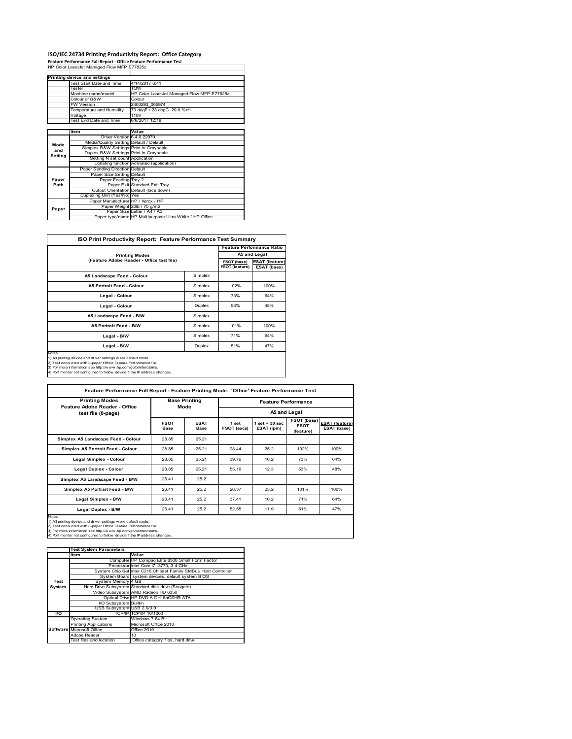# ISO/IEC 24734 Printing Productivity Report: Office Category

**Feature Performance Full Report - Office Feature Performance Test**

HP Color LaserJet Managed Flow MFP E77825z

| Printing device and settings | |
|---|---|
| Test Start Date and Time | 4/14/2017 6:41 |
| Tester | TQW |
| Machine name/model | HP Color LaserJet Managed Flow MFP E77825z |
| Colour or B&W | Colour |
| FW Version | 2403293_005974 |
| Temperature and Humidity | 73 degF / 23 degC 20.0 %rH |
| Voltage | 110V |
| Test End Date and Time | 6/8/2017 12:18 |

| | Item | Value |
|---|---|---|
| Mode and Setting | Driver Version | 6.4.0.22070 |
| | Media/Quality Setting | Default / Default |
| | Simplex B&W Settings | Print in Grayscale |
| | Duplex B&W Settings | Print in Grayscale |
| | Setting N set count | Application |
| | Collating function | Activated (application) |
| Paper Path | Paper Sending Direction | Default |
| | Paper Size Setting | Default |
| | Paper Feeding | Tray 2 |
| | Paper Exit | Standard Exit Tray |
| | Output Orientation | Default (face down) |
| | Duplexing Unit (Yes/No) | Yes |
| Paper | Paper Manufacturer | HP / Xerox / HP |
| | Paper Weight | 20lb / 75 g/m2 |
| | Paper Size | Letter / A4 / A3 |
| | Paper type/name | HP Multipurpose Ultra White / HP Office |

**ISO Print Productivity Report: Feature Performance Test Summary**

| Printing Modes (Feature Adobe Reader - Office test file) | | Feature Performance Ratio A5 and Legal FSOT (base) / FSOT (feature) | ESAT (feature) / ESAT (base) |
|---|---|---|---|
| A5 Landscape Feed - Colour | Simplex | | |
| A5 Portrait Feed - Colour | Simplex | 102% | 100% |
| Legal - Colour | Simplex | 73% | 64% |
| Legal - Colour | Duplex | 53% | 48% |
| A5 Landscape Feed - B/W | Simplex | | |
| A5 Portrait Feed - B/W | Simplex | 101% | 100% |
| Legal - B/W | Simplex | 71% | 64% |
| Legal - B/W | Duplex | 51% | 47% |

Notes
1) All printing device and driver settings were default mode.
2) Test conducted with 8-paper Office Feature Performance file.
3) For more information see http://www.hp.com/go/printerclaims.
4) Port monitor not configured to follow device if the IP address changes.

**Feature Performance Full Report - Feature Printing Mode: 'Office' Feature Performance Test**

| Printing Modes Feature Adobe Reader - Office test file (8-page) | Base Printing Mode | | Feature Performance A5 and Legal | | | |
|---|---|---|---|---|---|---|
| | FSOT Base | ESAT Base | 1 set FSOT (secs) | 1 set + 30 sec ESAT (ipm) | FSOT (base) / FSOT (feature) | ESAT (feature) / ESAT (base) |
| Simplex A5 Landscape Feed - Colour | 28.85 | 25.21 | | | | |
| Simplex A5 Portrait Feed - Colour | 28.85 | 25.21 | 28.44 | 25.2 | 102% | 100% |
| Legal Simplex - Colour | 28.85 | 25.21 | 39.76 | 16.2 | 73% | 64% |
| Legal Duplex - Colour | 28.85 | 25.21 | 55.16 | 12.3 | 53% | 48% |
| Simplex A5 Landscape Feed - B/W | 26.41 | 25.2 | | | | |
| Simplex A5 Portrait Feed - B/W | 26.41 | 25.2 | 26.37 | 25.2 | 101% | 100% |
| Legal Simplex - B/W | 26.41 | 25.2 | 37.41 | 16.2 | 71% | 64% |
| Legal Duplex - B/W | 26.41 | 25.2 | 52.55 | 11.9 | 51% | 47% |

Notes
1) All printing device and driver settings were default mode.
2) Test conducted with 8-paper Office Feature Performance file
3) For more information see http://www.hp.com/go/printerclaims.
4) Port monitor not configured to follow device if the IP address changes.

| | Test System Parameters | |
|---|---|---|
| | Item | Value |
| Test System | Computer | HP Compaq Elite 8300 Small Form Factor |
| | Processor | Intel Core i7 -3770, 3.4 GHz |
| | System Chip Set | Intel C216 Chipset Family SMBus Host Controller |
| | System Board | system devices, default system BIOS |
| | System Memory | 4 GB |
| | Hard Drive Subsystem | Standard disk drive (Seagate) |
| | Video Subsystem | AMD Radeon HD 6350 |
| | Optical Drive | HP DVD A DH16aCSHR ATA |
| | I/O Subsystem | Builtin |
| | USB Subsystem | USB 2.0/3.0 |
| I/O | TCP/IP | TCP/IP 10/1000 |
| Software | Operating System | Windows 7 64 Bit |
| | Printing Applications | Microsoft Office 2010 |
| | Microsoft Office | Office 2010 |
| | Adobe Reader | 10 |
| | Test files and location | Office category files, hard drive |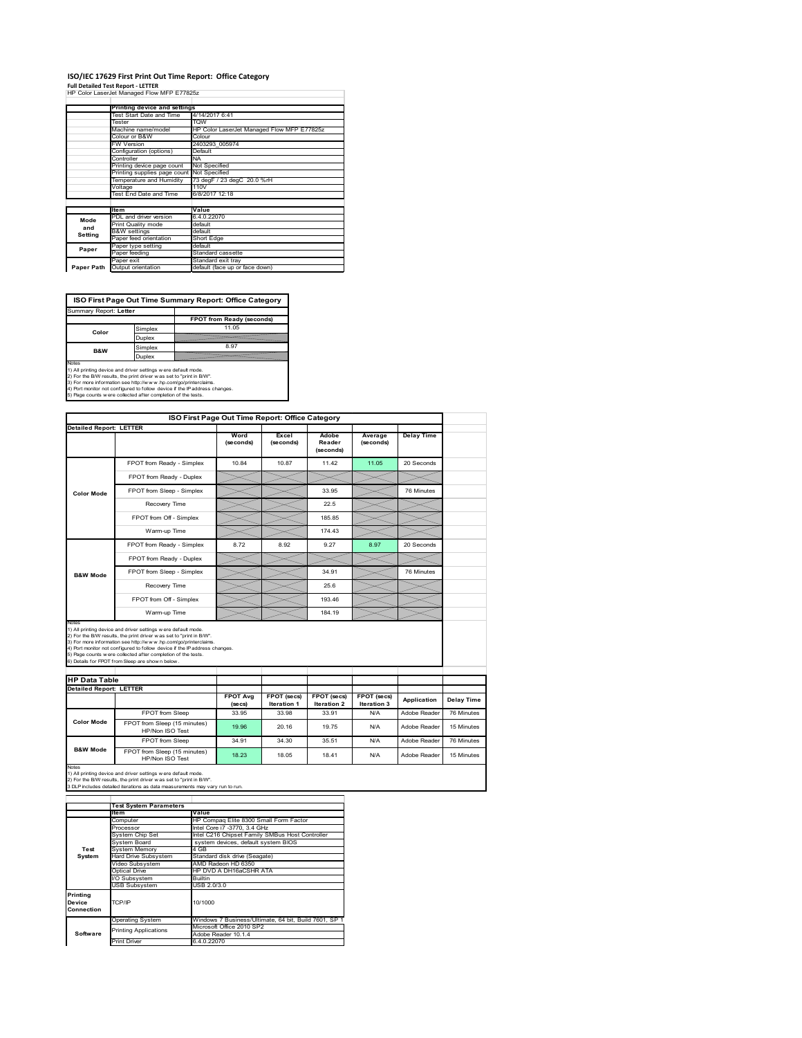# ISO/IEC 17629 First Print Out Time Report: Office Category

**Full Detailed Test Report - LETTER**

HP Color LaserJet Managed Flow MFP E77825z

| | Printing device and settings | |
|---|---|---|
| | Test Start Date and Time | 4/14/2017 6:41 |
| | Tester | TQW |
| | Machine name/model | HP Color LaserJet Managed Flow MFP E77825z |
| | Colour or B&W | Colour |
| | FW Version | 2403293_005974 |
| | Configuration (options) | Default |
| | Controller | NA |
| | Printing device page count | Not Specified |
| | Printing supplies page count | Not Specified |
| | Temperature and Humidity | 73 degF / 23 degC 20.0 %rH |
| | Voltage | 110V |
| | Test End Date and Time | 6/8/2017 12:18 |

| | Item | Value |
|---|---|---|
| Mode and Setting | PDL and driver version | 6.4.0.22070 |
| | Print Quality mode | default |
| | B&W settings | default |
| | Paper feed orientation | Short Edge |
| Paper | Paper type setting | default |
| | Paper feeding | Standard cassette |
| | Paper exit | Standard exit tray |
| Paper Path | Output orientation | default (face up or face down) |

## ISO First Page Out Time Summary Report: Office Category

Summary Report: **Letter**

| | | FPOT from Ready (seconds) |
|---|---|---|
| Color | Simplex | 11.05 |
| | Duplex | |
| B&W | Simplex | 8.97 |
| | Duplex | |

Notes
1) All printing device and driver settings were default mode.
2) For the B/W results, the print driver was set to "print in B/W".
3) For more information see http://www.hp.com/go/printerclaims.
4) Port monitor not configured to follow device if the IP address changes.
5) Page counts were collected after completion of the tests.

## ISO First Page Out Time Report: Office Category

Detailed Report: LETTER

| | | Word (seconds) | Excel (seconds) | Adobe Reader (seconds) | Average (seconds) | Delay Time |
|---|---|---|---|---|---|---|
| Color Mode | FPOT from Ready - Simplex | 10.84 | 10.87 | 11.42 | 11.05 | 20 Seconds |
| | FPOT from Ready - Duplex | | | | | |
| | FPOT from Sleep - Simplex | | | 33.95 | | 76 Minutes |
| | Recovery Time | | | 22.5 | | |
| | FPOT from Off - Simplex | | | 185.85 | | |
| | Warm-up Time | | | 174.43 | | |
| B&W Mode | FPOT from Ready - Simplex | 8.72 | 8.92 | 9.27 | 8.97 | 20 Seconds |
| | FPOT from Ready - Duplex | | | | | |
| | FPOT from Sleep - Simplex | | | 34.91 | | 76 Minutes |
| | Recovery Time | | | 25.6 | | |
| | FPOT from Off - Simplex | | | 193.46 | | |
| | Warm-up Time | | | 184.19 | | |

Notes
1) All printing device and driver settings were default mode.
2) For the B/W results, the print driver was set to "print in B/W".
3) For more information see http://www.hp.com/go/printerclaims.
4) Port monitor not configured to follow device if the IP address changes.
5) Page counts were collected after completion of the tests.
6) Details for FPOT from Sleep are shown below.

## HP Data Table

Detailed Report: LETTER

| | | FPOT Avg (secs) | FPOT (secs) Iteration 1 | FPOT (secs) Iteration 2 | FPOT (secs) Iteration 3 | Application | Delay Time |
|---|---|---|---|---|---|---|---|
| Color Mode | FPOT from Sleep | 33.95 | 33.98 | 33.91 | N/A | Adobe Reader | 76 Minutes |
| | FPOT from Sleep (15 minutes) HP/Non ISO Test | 19.96 | 20.16 | 19.75 | N/A | Adobe Reader | 15 Minutes |
| B&W Mode | FPOT from Sleep | 34.91 | 34.30 | 35.51 | N/A | Adobe Reader | 76 Minutes |
| | FPOT from Sleep (15 minutes) HP/Non ISO Test | 18.23 | 18.05 | 18.41 | N/A | Adobe Reader | 15 Minutes |

Notes
1) All printing device and driver settings were default mode.
2) For the B/W results, the print driver was set to "print in B/W".
3 DLP includes detailed iterations as data measurements may vary run to run.

| | Test System Parameters | |
|---|---|---|
| | Item | Value |
| Test System | Computer | HP Compaq Elite 8300 Small Form Factor |
| | Processor | Intel Core i7 -3770, 3.4 GHz |
| | System Chip Set | Intel C216 Chipset Family SMBus Host Controller |
| | System Board | system devices, default system BIOS |
| | System Memory | 4 GB |
| | Hard Drive Subsystem | Standard disk drive (Seagate) |
| | Video Subsystem | AMD Radeon HD 6350 |
| | Optical Drive | HP DVD A DH16aCSHR ATA |
| | I/O Subsystem | Builtin |
| | USB Subsystem | USB 2.0/3.0 |
| Printing Device Connection | TCP/IP | 10/1000 |
| Software | Operating System | Windows 7 Business/Ultimate, 64 bit, Build 7601, SP 1 |
| | Printing Applications | Microsoft Office 2010 SP2 |
| | | Adobe Reader 10.1.4 |
| | Print Driver | 6.4.0.22070 |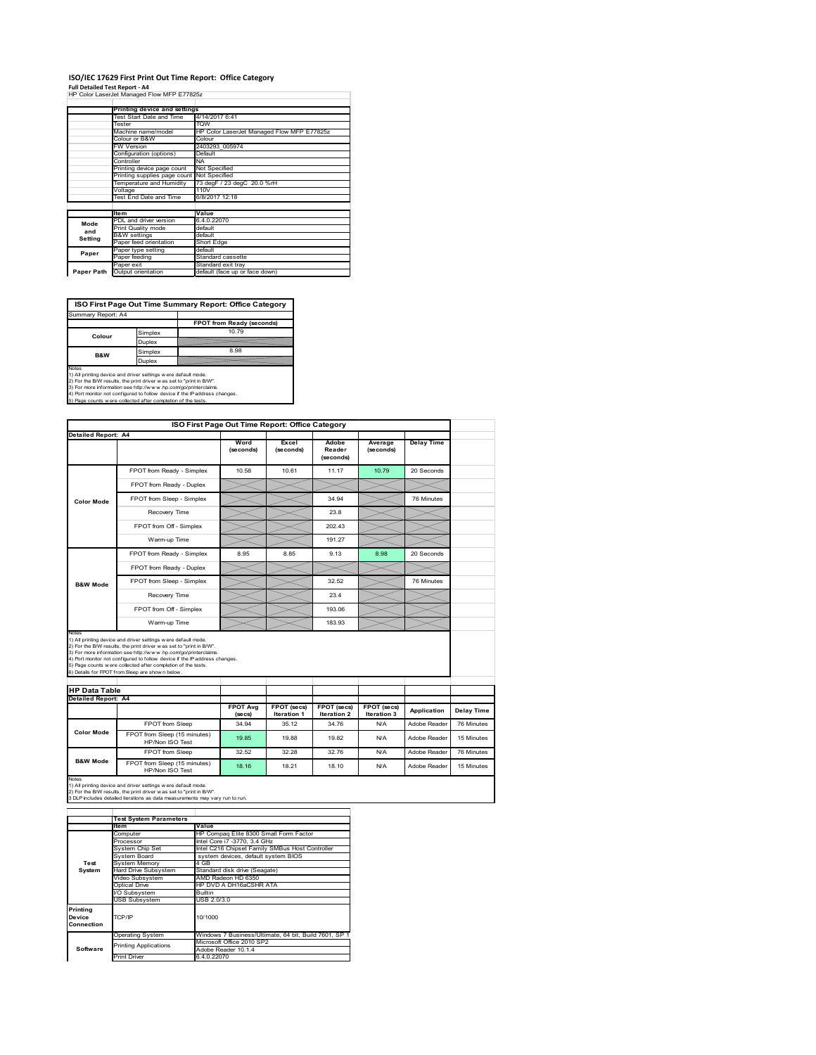# ISO/IEC 17629 First Print Out Time Report: Office Category

**Full Detailed Test Report - A4**

HP Color LaserJet Managed Flow MFP E77825z

| | Printing device and settings | |
|---|---|---|
| | Test Start Date and Time | 4/14/2017 6:41 |
| | Tester | TQW |
| | Machine name/model | HP Color LaserJet Managed Flow MFP E77825z |
| | Colour or B&W | Colour |
| | FW Version | 2403293_005974 |
| | Configuration (options) | Default |
| | Controller | NA |
| | Printing device page count | Not Specified |
| | Printing supplies page count | Not Specified |
| | Temperature and Humidity | 73 degF / 23 degC 20.0 %rH |
| | Voltage | 110V |
| | Test End Date and Time | 6/8/2017 12:18 |

| | Item | Value |
|---|---|---|
| Mode and Setting | PDL and driver version | 6.4.0.22070 |
| | Print Quality mode | default |
| | B&W settings | default |
| | Paper feed orientation | Short Edge |
| Paper | Paper type setting | default |
| | Paper feeding | Standard cassette |
| | Paper exit | Standard exit tray |
| Paper Path | Output orientation | default (face up or face down) |

## ISO First Page Out Time Summary Report: Office Category

Summary Report: A4

| | | FPOT from Ready (seconds) |
|---|---|---|
| Colour | Simplex | 10.79 |
| | Duplex | |
| B&W | Simplex | 8.98 |
| | Duplex | |

Notes
1) All printing device and driver settings were default mode.
2) For the B/W results, the print driver was set to "print in B/W".
3) For more information see http://www.hp.com/go/printerclaims.
4) Port monitor not configured to follow device if the IP address changes.
5) Page counts were collected after completion of the tests.

## ISO First Page Out Time Report: Office Category

Detailed Report: A4

| | | Word (seconds) | Excel (seconds) | Adobe Reader (seconds) | Average (seconds) | Delay Time |
|---|---|---|---|---|---|---|
| Color Mode | FPOT from Ready - Simplex | 10.58 | 10.61 | 11.17 | 10.79 | 20 Seconds |
| | FPOT from Ready - Duplex | | | | | |
| | FPOT from Sleep - Simplex | | | 34.94 | | 76 Minutes |
| | Recovery Time | | | 23.8 | | |
| | FPOT from Off - Simplex | | | 202.43 | | |
| | Warm-up Time | | | 191.27 | | |
| B&W Mode | FPOT from Ready - Simplex | 8.95 | 8.85 | 9.13 | 8.98 | 20 Seconds |
| | FPOT from Ready - Duplex | | | | | |
| | FPOT from Sleep - Simplex | | | 32.52 | | 76 Minutes |
| | Recovery Time | | | 23.4 | | |
| | FPOT from Off - Simplex | | | 193.06 | | |
| | Warm-up Time | | | 183.93 | | |

Notes
1) All printing device and driver settings were default mode.
2) For the B/W results, the print driver was set to "print in B/W".
3) For more information see http://www.hp.com/go/printerclaims.
4) Port monitor not configured to follow device if the IP address changes.
5) Page counts were collected after completion of the tests.
6) Details for FPOT from Sleep are shown below.

## HP Data Table

Detailed Report: A4

| | | FPOT Avg (secs) | FPOT (secs) Iteration 1 | FPOT (secs) Iteration 2 | FPOT (secs) Iteration 3 | Application | Delay Time |
|---|---|---|---|---|---|---|---|
| Color Mode | FPOT from Sleep | 34.94 | 35.12 | 34.76 | N/A | Adobe Reader | 76 Minutes |
| | FPOT from Sleep (15 minutes) HP/Non ISO Test | 19.85 | 19.88 | 19.82 | N/A | Adobe Reader | 15 Minutes |
| B&W Mode | FPOT from Sleep | 32.52 | 32.28 | 32.76 | N/A | Adobe Reader | 76 Minutes |
| | FPOT from Sleep (15 minutes) HP/Non ISO Test | 18.16 | 18.21 | 18.10 | N/A | Adobe Reader | 15 Minutes |

Notes
1) All printing device and driver settings were default mode.
2) For the B/W results, the print driver was set to "print in B/W".
3 DLP includes detailed iterations as data measurements may vary run to run.

| | Test System Parameters | |
|---|---|---|
| | Item | Value |
| Test System | Computer | HP Compaq Elite 8300 Small Form Factor |
| | Processor | Intel Core i7 -3770, 3.4 GHz |
| | System Chip Set | Intel C216 Chipset Family SMBus Host Controller |
| | System Board | system devices, default system BIOS |
| | System Memory | 4 GB |
| | Hard Drive Subsystem | Standard disk drive (Seagate) |
| | Video Subsystem | AMD Radeon HD 6350 |
| | Optical Drive | HP DVD A DH16aCSHR ATA |
| | I/O Subsystem | Builtin |
| | USB Subsystem | USB 2.0/3.0 |
| Printing Device Connection | TCP/IP | 10/1000 |
| Software | Operating System | Windows 7 Business/Ultimate, 64 bit, Build 7601, SP 1 |
| | Printing Applications | Microsoft Office 2010 SP2 |
| | | Adobe Reader 10.1.4 |
| | Print Driver | 6.4.0.22070 |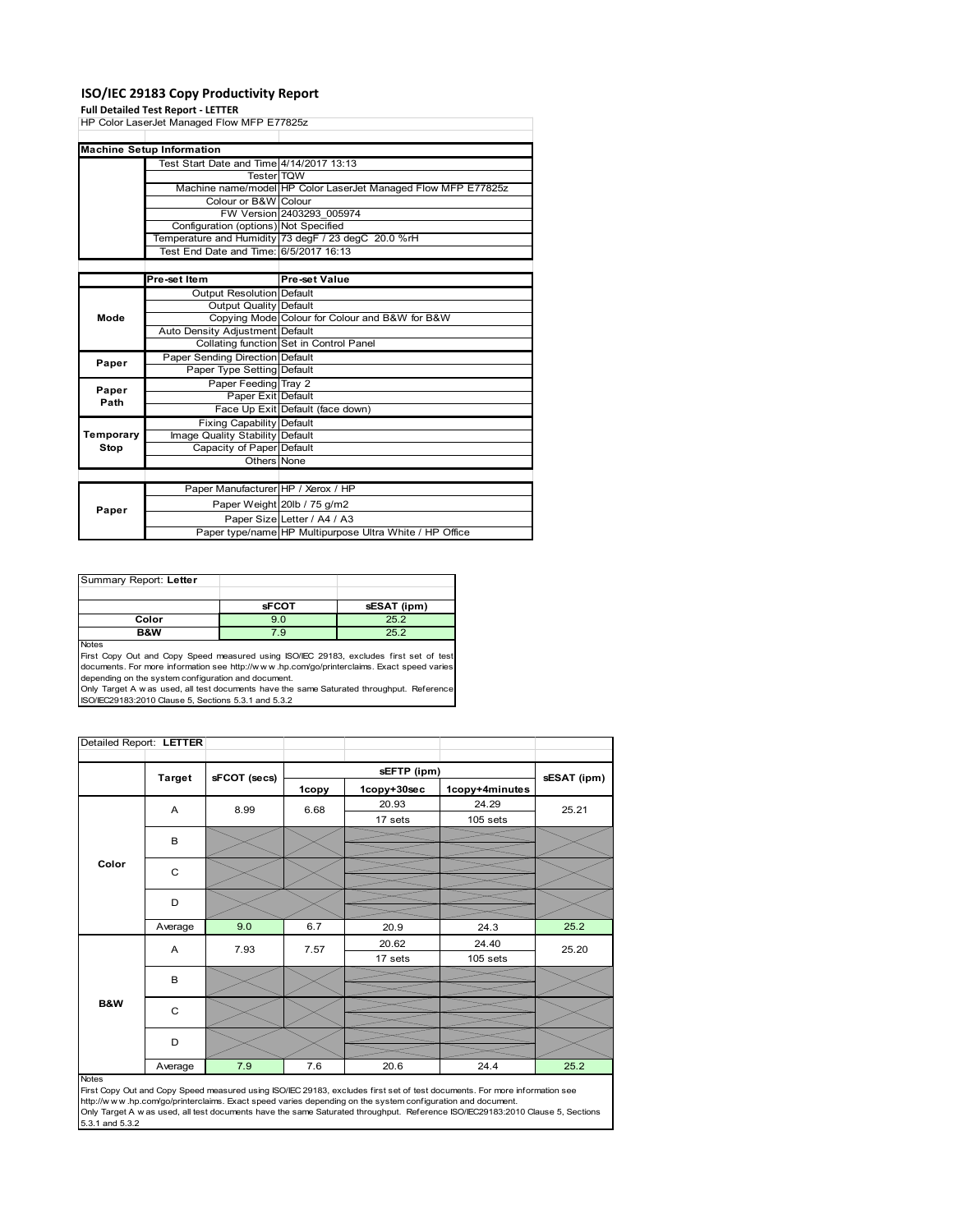# ISO/IEC 29183 Copy Productivity Report

**Full Detailed Test Report - LETTER**

HP Color LaserJet Managed Flow MFP E77825z

| Machine Setup Information | | |
|---|---|---|
| | Test Start Date and Time | 4/14/2017 13:13 |
| | Tester | TQW |
| | Machine name/model | HP Color LaserJet Managed Flow MFP E77825z |
| | Colour or B&W | Colour |
| | FW Version | 2403293_005974 |
| | Configuration (options) | Not Specified |
| | Temperature and Humidity | 73 degF / 23 degC 20.0 %rH |
| | Test End Date and Time: | 6/5/2017 16:13 |
| | | |
| | **Pre-set Item** | **Pre-set Value** |
| Mode | Output Resolution | Default |
| | Output Quality | Default |
| | Copying Mode | Colour for Colour and B&W for B&W |
| | Auto Density Adjustment | Default |
| | Collating function | Set in Control Panel |
| Paper | Paper Sending Direction | Default |
| | Paper Type Setting | Default |
| Paper Path | Paper Feeding | Tray 2 |
| | Paper Exit | Default |
| | Face Up Exit | Default (face down) |
| Temporary Stop | Fixing Capability | Default |
| | Image Quality Stability | Default |
| | Capacity of Paper | Default |
| | Others | None |
| | | |
| Paper | Paper Manufacturer | HP / Xerox / HP |
| | Paper Weight | 20lb / 75 g/m2 |
| | Paper Size | Letter / A4 / A3 |
| | Paper type/name | HP Multipurpose Ultra White / HP Office |

| Summary Report: **Letter** | | |
|---|---|---|
| | **sFCOT** | **sESAT (ipm)** |
| **Color** | 9.0 | 25.2 |
| **B&W** | 7.9 | 25.2 |

Notes

First Copy Out and Copy Speed measured using ISO/IEC 29183, excludes first set of test documents. For more information see http://www.hp.com/go/printerclaims. Exact speed varies depending on the system configuration and document.

Only Target A was used, all test documents have the same Saturated throughput. Reference ISO/IEC29183:2010 Clause 5, Sections 5.3.1 and 5.3.2

| Detailed Report: **LETTER** | | | | | | |
|---|---|---|---|---|---|---|
| | **Target** | **sFCOT (secs)** | **sEFTP (ipm)** | | | **sESAT (ipm)** |
| | | | **1copy** | **1copy+30sec** | **1copy+4minutes** | |
| **Color** | A | 8.99 | 6.68 | 20.93 / 17 sets | 24.29 / 105 sets | 25.21 |
| | B | | | | | |
| | C | | | | | |
| | D | | | | | |
| | Average | 9.0 | 6.7 | 20.9 | 24.3 | 25.2 |
| **B&W** | A | 7.93 | 7.57 | 20.62 / 17 sets | 24.40 / 105 sets | 25.20 |
| | B | | | | | |
| | C | | | | | |
| | D | | | | | |
| | Average | 7.9 | 7.6 | 20.6 | 24.4 | 25.2 |

Notes

First Copy Out and Copy Speed measured using ISO/IEC 29183, excludes first set of test documents. For more information see http://www.hp.com/go/printerclaims. Exact speed varies depending on the system configuration and document.

Only Target A was used, all test documents have the same Saturated throughput. Reference ISO/IEC29183:2010 Clause 5, Sections 5.3.1 and 5.3.2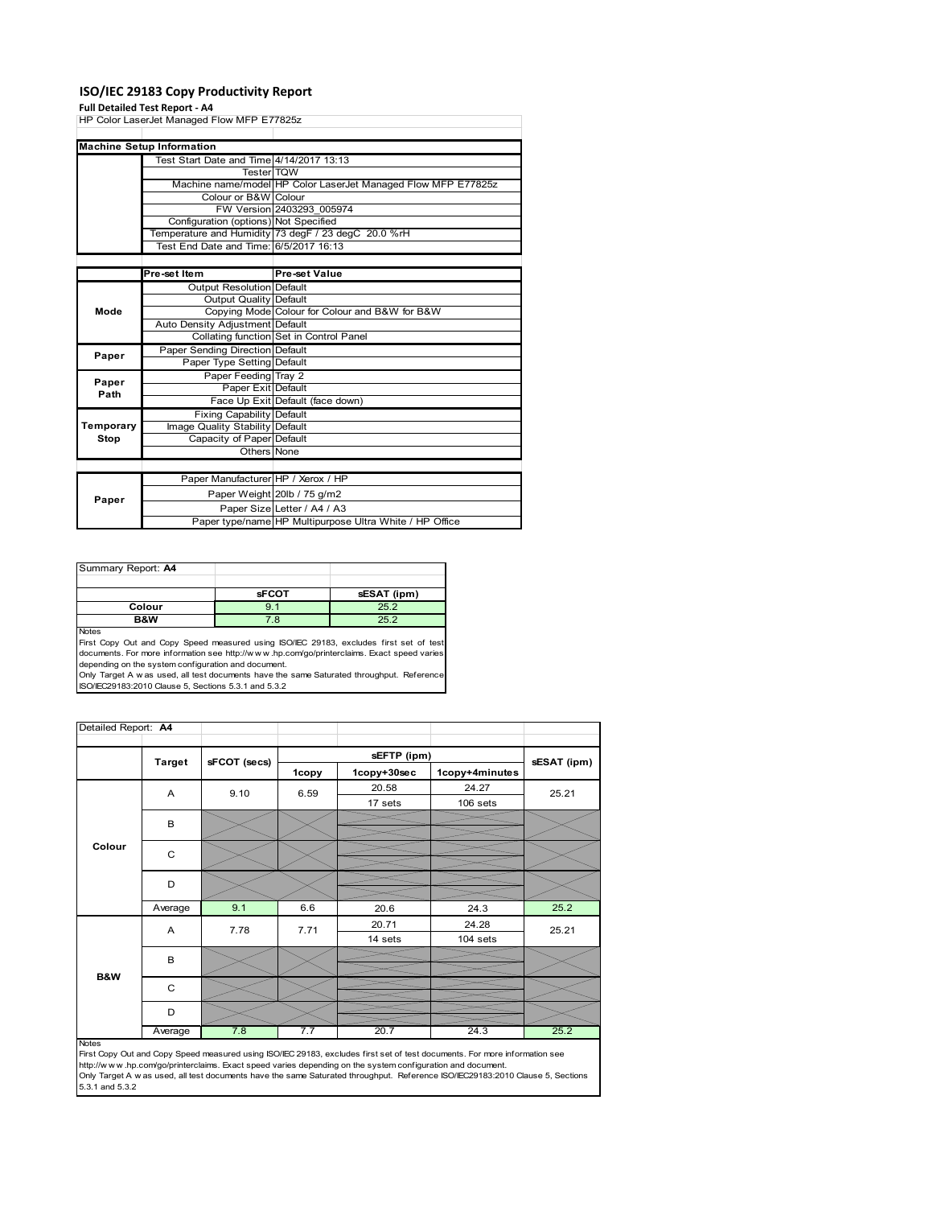# ISO/IEC 29183 Copy Productivity Report

**Full Detailed Test Report - A4**

HP Color LaserJet Managed Flow MFP E77825z

| Machine Setup Information | | |
|---|---|---|
| | Test Start Date and Time | 4/14/2017 13:13 |
| | Tester | TQW |
| | Machine name/model | HP Color LaserJet Managed Flow MFP E77825z |
| | Colour or B&W | Colour |
| | FW Version | 2403293_005974 |
| | Configuration (options) | Not Specified |
| | Temperature and Humidity | 73 degF / 23 degC 20.0 %rH |
| | Test End Date and Time: | 6/5/2017 16:13 |
| | **Pre-set Item** | **Pre-set Value** |
| Mode | Output Resolution | Default |
| | Output Quality | Default |
| | Copying Mode | Colour for Colour and B&W for B&W |
| | Auto Density Adjustment | Default |
| | Collating function | Set in Control Panel |
| Paper | Paper Sending Direction | Default |
| | Paper Type Setting | Default |
| Paper Path | Paper Feeding | Tray 2 |
| | Paper Exit | Default |
| | Face Up Exit | Default (face down) |
| Temporary Stop | Fixing Capability | Default |
| | Image Quality Stability | Default |
| | Capacity of Paper | Default |
| | Others | None |
| Paper | Paper Manufacturer | HP / Xerox / HP |
| | Paper Weight | 20lb / 75 g/m2 |
| | Paper Size | Letter / A4 / A3 |
| | Paper type/name | HP Multipurpose Ultra White / HP Office |

Summary Report: **A4**

| | sFCOT | sESAT (ipm) |
|---|---|---|
| **Colour** | 9.1 | 25.2 |
| **B&W** | 7.8 | 25.2 |

Notes
First Copy Out and Copy Speed measured using ISO/IEC 29183, excludes first set of test documents. For more information see http://www.hp.com/go/printerclaims. Exact speed varies depending on the system configuration and document.
Only Target A was used, all test documents have the same Saturated throughput. Reference ISO/IEC29183:2010 Clause 5, Sections 5.3.1 and 5.3.2

Detailed Report: **A4**

| | Target | sFCOT (secs) | sEFTP (ipm) 1copy | sEFTP (ipm) 1copy+30sec | sEFTP (ipm) 1copy+4minutes | sESAT (ipm) |
|---|---|---|---|---|---|---|
| Colour | A | 9.10 | 6.59 | 20.58<br>17 sets | 24.27<br>106 sets | 25.21 |
| | B | | | | | |
| | C | | | | | |
| | D | | | | | |
| | Average | 9.1 | 6.6 | 20.6 | 24.3 | 25.2 |
| B&W | A | 7.78 | 7.71 | 20.71<br>14 sets | 24.28<br>104 sets | 25.21 |
| | B | | | | | |
| | C | | | | | |
| | D | | | | | |
| | Average | 7.8 | 7.7 | 20.7 | 24.3 | 25.2 |

Notes
First Copy Out and Copy Speed measured using ISO/IEC 29183, excludes first set of test documents. For more information see http://www.hp.com/go/printerclaims. Exact speed varies depending on the system configuration and document.
Only Target A was used, all test documents have the same Saturated throughput. Reference ISO/IEC29183:2010 Clause 5, Sections 5.3.1 and 5.3.2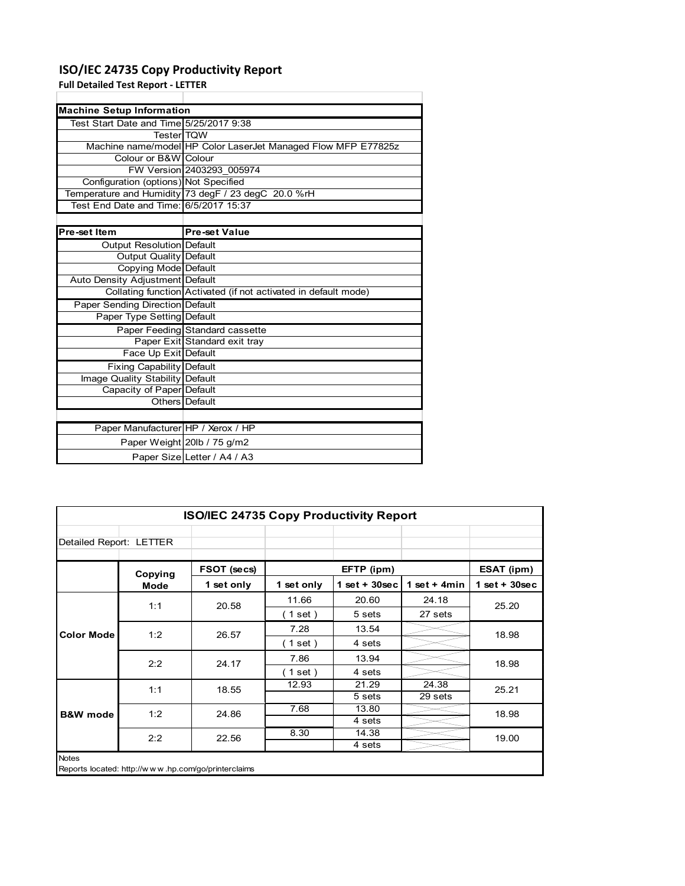# ISO/IEC 24735 Copy Productivity Report

**Full Detailed Test Report - LETTER**

| Machine Setup Information | |
|---|---|
| Test Start Date and Time | 5/25/2017 9:38 |
| Tester | TQW |
| Machine name/model | HP Color LaserJet Managed Flow MFP E77825z |
| Colour or B&W | Colour |
| FW Version | 2403293_005974 |
| Configuration (options) | Not Specified |
| Temperature and Humidity | 73 degF / 23 degC 20.0 %rH |
| Test End Date and Time: | 6/5/2017 15:37 |

| Pre-set Item | Pre-set Value |
|---|---|
| Output Resolution | Default |
| Output Quality | Default |
| Copying Mode | Default |
| Auto Density Adjustment | Default |
| Collating function | Activated (if not activated in default mode) |
| Paper Sending Direction | Default |
| Paper Type Setting | Default |
| Paper Feeding | Standard cassette |
| Paper Exit | Standard exit tray |
| Face Up Exit | Default |
| Fixing Capability | Default |
| Image Quality Stability | Default |
| Capacity of Paper | Default |
| Others | Default |

| | |
|---|---|
| Paper Manufacturer | HP / Xerox / HP |
| Paper Weight | 20lb / 75 g/m2 |
| Paper Size | Letter / A4 / A3 |

**ISO/IEC 24735 Copy Productivity Report**

Detailed Report: LETTER

| | Copying Mode | FSOT (secs) | EFTP (ipm) | | | ESAT (ipm) |
|---|---|---|---|---|---|---|
| | | 1 set only | 1 set only | 1 set + 30sec | 1 set + 4min | 1 set + 30sec |
| Color Mode | 1:1 | 20.58 | 11.66<br>( 1 set ) | 20.60<br>5 sets | 24.18<br>27 sets | 25.20 |
| | 1:2 | 26.57 | 7.28<br>( 1 set ) | 13.54<br>4 sets | | 18.98 |
| | 2:2 | 24.17 | 7.86<br>( 1 set ) | 13.94<br>4 sets | | 18.98 |
| B&W mode | 1:1 | 18.55 | 12.93 | 21.29<br>5 sets | 24.38<br>29 sets | 25.21 |
| | 1:2 | 24.86 | 7.68 | 13.80<br>4 sets | | 18.98 |
| | 2:2 | 22.56 | 8.30 | 14.38<br>4 sets | | 19.00 |

Notes

Reports located: http://w w w .hp.com/go/printerclaims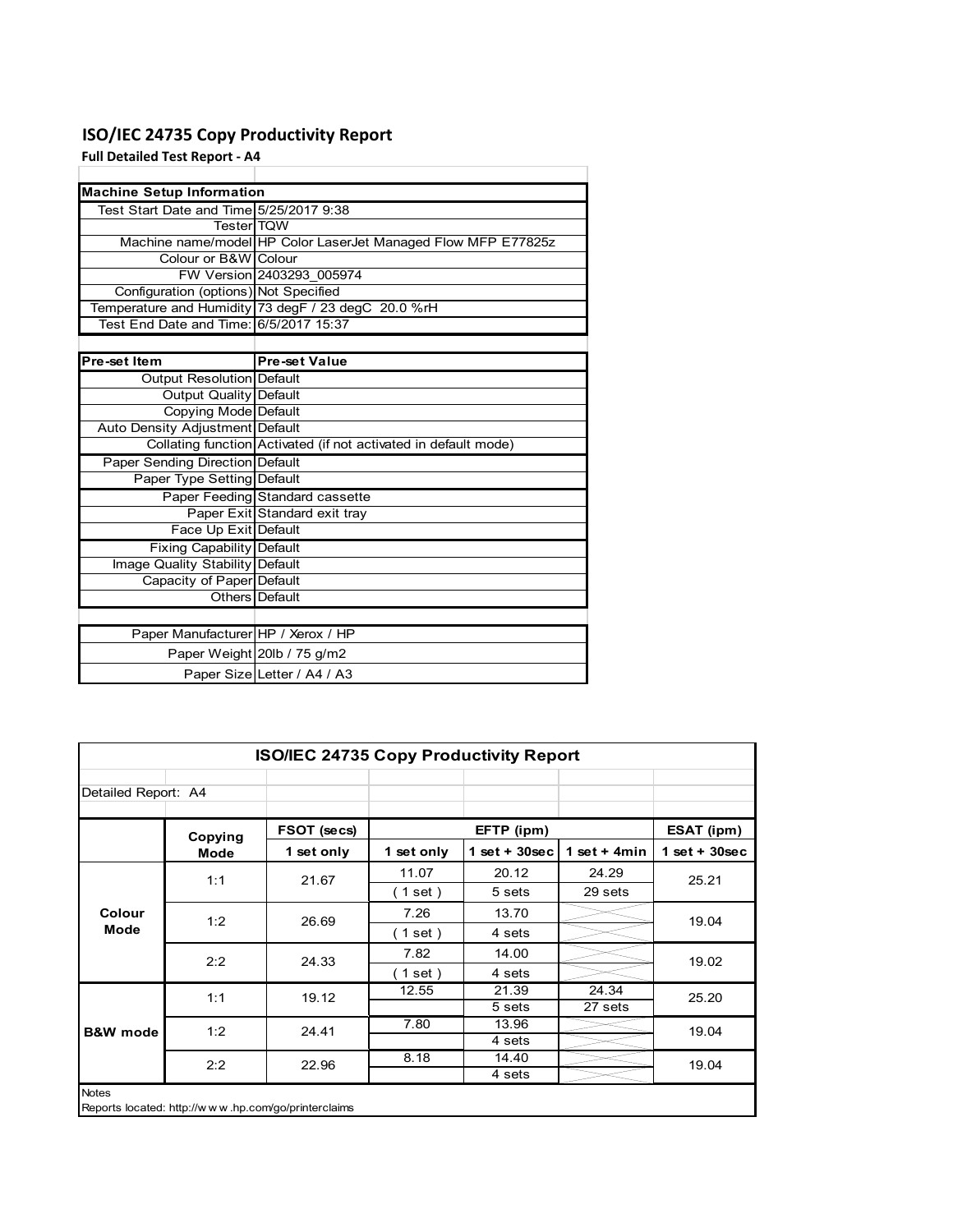# ISO/IEC 24735 Copy Productivity Report

**Full Detailed Test Report - A4**

| Machine Setup Information | |
|---|---|
| Test Start Date and Time | 5/25/2017 9:38 |
| Tester | TQW |
| Machine name/model | HP Color LaserJet Managed Flow MFP E77825z |
| Colour or B&W | Colour |
| FW Version | 2403293_005974 |
| Configuration (options) | Not Specified |
| Temperature and Humidity | 73 degF / 23 degC 20.0 %rH |
| Test End Date and Time: | 6/5/2017 15:37 |

| Pre-set Item | Pre-set Value |
|---|---|
| Output Resolution | Default |
| Output Quality | Default |
| Copying Mode | Default |
| Auto Density Adjustment | Default |
| Collating function | Activated (if not activated in default mode) |
| Paper Sending Direction | Default |
| Paper Type Setting | Default |
| Paper Feeding | Standard cassette |
| Paper Exit | Standard exit tray |
| Face Up Exit | Default |
| Fixing Capability | Default |
| Image Quality Stability | Default |
| Capacity of Paper | Default |
| Others | Default |

| | |
|---|---|
| Paper Manufacturer | HP / Xerox / HP |
| Paper Weight | 20lb / 75 g/m2 |
| Paper Size | Letter / A4 / A3 |

**ISO/IEC 24735 Copy Productivity Report**

Detailed Report: A4

| | Copying Mode | FSOT (secs) | EFTP (ipm) | | | ESAT (ipm) |
|---|---|---|---|---|---|---|
| | | 1 set only | 1 set only | 1 set + 30sec | 1 set + 4min | 1 set + 30sec |
| Colour Mode | 1:1 | 21.67 | 11.07 (1 set) | 20.12 (5 sets) | 24.29 (29 sets) | 25.21 |
| | 1:2 | 26.69 | 7.26 (1 set) | 13.70 (4 sets) | | 19.04 |
| | 2:2 | 24.33 | 7.82 (1 set) | 14.00 (4 sets) | | 19.02 |
| B&W mode | 1:1 | 19.12 | 12.55 | 21.39 (5 sets) | 24.34 (27 sets) | 25.20 |
| | 1:2 | 24.41 | 7.80 | 13.96 (4 sets) | | 19.04 |
| | 2:2 | 22.96 | 8.18 | 14.40 (4 sets) | | 19.04 |

Notes

Reports located: http://www.hp.com/go/printerclaims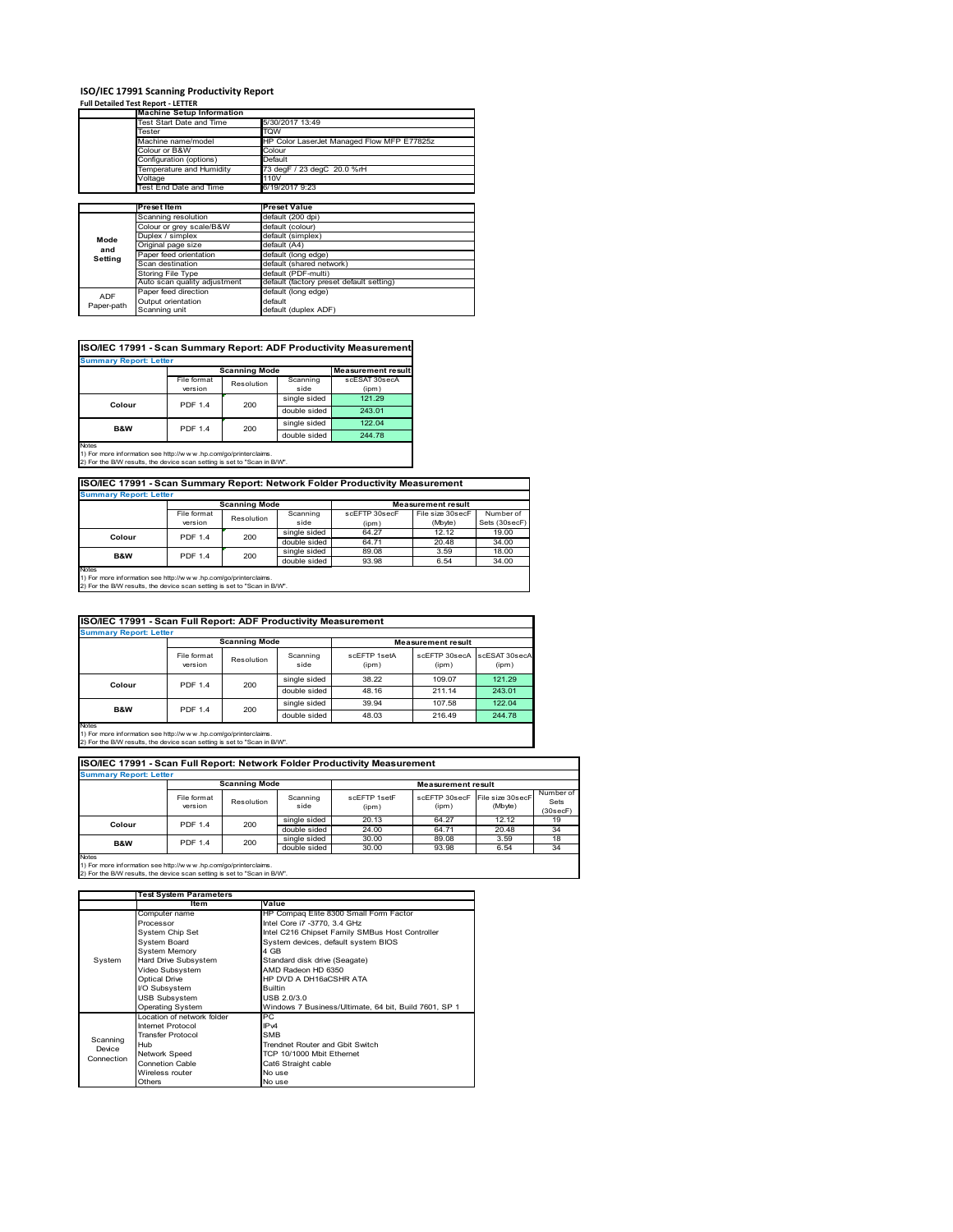# ISO/IEC 17991 Scanning Productivity Report

**Full Detailed Test Report - LETTER**

| Machine Setup Information | |
|---|---|
| Test Start Date and Time | 5/30/2017 13:49 |
| Tester | TQW |
| Machine name/model | HP Color LaserJet Managed Flow MFP E77825z |
| Colour or B&W | Colour |
| Configuration (options) | Default |
| Temperature and Humidity | 73 degF / 23 degC 20.0 %rH |
| Voltage | 110V |
| Test End Date and Time | 6/19/2017 9:23 |

| | Preset Item | Preset Value |
|---|---|---|
| Mode and Setting | Scanning resolution | default (200 dpi) |
| | Colour or grey scale/B&W | default (colour) |
| | Duplex / simplex | default (simplex) |
| | Original page size | default (A4) |
| | Paper feed orientation | default (long edge) |
| | Scan destination | default (shared network) |
| | Storing File Type | default (PDF-multi) |
| | Auto scan quality adjustment | default (factory preset default setting) |
| ADF Paper-path | Paper feed direction | default (long edge) |
| | Output orientation | default |
| | Scanning unit | default (duplex ADF) |

## ISO/IEC 17991 - Scan Summary Report: ADF Productivity Measurement

**Summary Report: Letter**

| | Scanning Mode | | | Measurement result |
|---|---|---|---|---|
| | File format version | Resolution | Scanning side | scESAT 30secA (ipm) |
| Colour | PDF 1.4 | 200 | single sided | 121.29 |
| | | | double sided | 243.01 |
| B&W | PDF 1.4 | 200 | single sided | 122.04 |
| | | | double sided | 244.78 |

Notes
1) For more information see http://www.hp.com/go/printerclaims.
2) For the B/W results, the device scan setting is set to "Scan in B/W".

## ISO/IEC 17991 - Scan Summary Report: Network Folder Productivity Measurement

**Summary Report: Letter**

| | Scanning Mode | | | Measurement result | | |
|---|---|---|---|---|---|---|
| | File format version | Resolution | Scanning side | scEFTP 30secF (ipm) | File size 30secF (Mbyte) | Number of Sets (30secF) |
| Colour | PDF 1.4 | 200 | single sided | 64.27 | 12.12 | 19.00 |
| | | | double sided | 64.71 | 20.48 | 34.00 |
| B&W | PDF 1.4 | 200 | single sided | 89.08 | 3.59 | 18.00 |
| | | | double sided | 93.98 | 6.54 | 34.00 |

Notes
1) For more information see http://www.hp.com/go/printerclaims.
2) For the B/W results, the device scan setting is set to "Scan in B/W".

## ISO/IEC 17991 - Scan Full Report: ADF Productivity Measurement

**Summary Report: Letter**

| | Scanning Mode | | | Measurement result | | |
|---|---|---|---|---|---|---|
| | File format version | Resolution | Scanning side | scEFTP 1setA (ipm) | scEFTP 30secA (ipm) | scESAT 30secA (ipm) |
| Colour | PDF 1.4 | 200 | single sided | 38.22 | 109.07 | 121.29 |
| | | | double sided | 48.16 | 211.14 | 243.01 |
| B&W | PDF 1.4 | 200 | single sided | 39.94 | 107.58 | 122.04 |
| | | | double sided | 48.03 | 216.49 | 244.78 |

Notes
1) For more information see http://www.hp.com/go/printerclaims.
2) For the B/W results, the device scan setting is set to "Scan in B/W".

## ISO/IEC 17991 - Scan Full Report: Network Folder Productivity Measurement

**Summary Report: Letter**

| | Scanning Mode | | | Measurement result | | | |
|---|---|---|---|---|---|---|---|
| | File format version | Resolution | Scanning side | scEFTP 1setF (ipm) | scEFTP 30secF (ipm) | File size 30secF (Mbyte) | Number of Sets (30secF) |
| Colour | PDF 1.4 | 200 | single sided | 20.13 | 64.27 | 12.12 | 19 |
| | | | double sided | 24.00 | 64.71 | 20.48 | 34 |
| B&W | PDF 1.4 | 200 | single sided | 30.00 | 89.08 | 3.59 | 18 |
| | | | double sided | 30.00 | 93.98 | 6.54 | 34 |

Notes
1) For more information see http://www.hp.com/go/printerclaims.
2) For the B/W results, the device scan setting is set to "Scan in B/W".

| | Test System Parameters | |
|---|---|---|
| | Item | Value |
| System | Computer name | HP Compaq Elite 8300 Small Form Factor |
| | Processor | Intel Core i7 -3770, 3.4 GHz |
| | System Chip Set | Intel C216 Chipset Family SMBus Host Controller |
| | System Board | System devices, default system BIOS |
| | System Memory | 4 GB |
| | Hard Drive Subsystem | Standard disk drive (Seagate) |
| | Video Subsystem | AMD Radeon HD 6350 |
| | Optical Drive | HP DVD A DH16aCSHR ATA |
| | I/O Subsystem | Builtin |
| | USB Subsystem | USB 2.0/3.0 |
| | Operating System | Windows 7 Business/Ultimate, 64 bit, Build 7601, SP 1 |
| Scanning Device Connection | Location of network folder | PC |
| | Internet Protocol | IPv4 |
| | Transfer Protocol | SMB |
| | Hub | Trendnet Router and Gbit Switch |
| | Network Speed | TCP 10/1000 Mbit Ethernet |
| | Connetion Cable | Cat6 Straight cable |
| | Wireless router | No use |
| | Others | No use |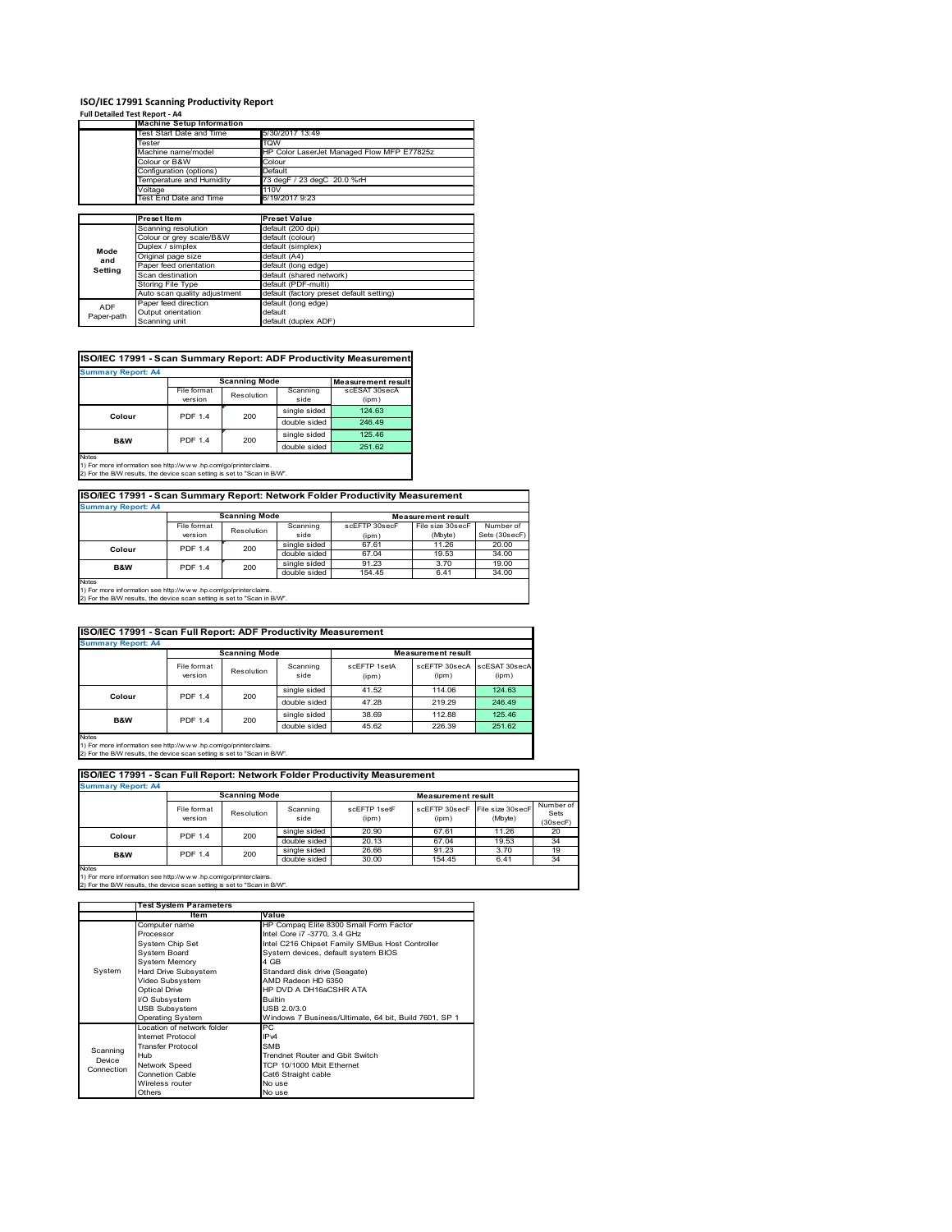# ISO/IEC 17991 Scanning Productivity Report

**Full Detailed Test Report - A4**

| | Machine Setup Information | |
|---|---|---|
| | Test Start Date and Time | 5/30/2017 13:49 |
| | Tester | TQW |
| | Machine name/model | HP Color LaserJet Managed Flow MFP E77825z |
| | Colour or B&W | Colour |
| | Configuration (options) | Default |
| | Temperature and Humidity | 73 degF / 23 degC 20.0 %rH |
| | Voltage | 110V |
| | Test End Date and Time | 6/19/2017 9:23 |

| | Preset Item | Preset Value |
|---|---|---|
| Mode and Setting | Scanning resolution | default (200 dpi) |
| | Colour or grey scale/B&W | default (colour) |
| | Duplex / simplex | default (simplex) |
| | Original page size | default (A4) |
| | Paper feed orientation | default (long edge) |
| | Scan destination | default (shared network) |
| | Storing File Type | default (PDF-multi) |
| | Auto scan quality adjustment | default (factory preset default setting) |
| ADF Paper-path | Paper feed direction | default (long edge) |
| | Output orientation | default |
| | Scanning unit | default (duplex ADF) |

## ISO/IEC 17991 - Scan Summary Report: ADF Productivity Measurement

**Summary Report: A4**

| | Scanning Mode | | | Measurement result |
|---|---|---|---|---|
| | File format version | Resolution | Scanning side | scESAT 30secA (ipm) |
| Colour | PDF 1.4 | 200 | single sided | 124.63 |
| | | | double sided | 246.49 |
| B&W | PDF 1.4 | 200 | single sided | 125.46 |
| | | | double sided | 251.62 |

Notes
1) For more information see http://www.hp.com/go/printerclaims.
2) For the B/W results, the device scan setting is set to "Scan in B/W".

## ISO/IEC 17991 - Scan Summary Report: Network Folder Productivity Measurement

**Summary Report: A4**

| | Scanning Mode | | | Measurement result | | |
|---|---|---|---|---|---|---|
| | File format version | Resolution | Scanning side | scEFTP 30secF (ipm) | File size 30secF (Mbyte) | Number of Sets (30secF) |
| Colour | PDF 1.4 | 200 | single sided | 67.61 | 11.26 | 20.00 |
| | | | double sided | 67.04 | 19.53 | 34.00 |
| B&W | PDF 1.4 | 200 | single sided | 91.23 | 3.70 | 19.00 |
| | | | double sided | 154.45 | 6.41 | 34.00 |

Notes
1) For more information see http://www.hp.com/go/printerclaims.
2) For the B/W results, the device scan setting is set to "Scan in B/W".

## ISO/IEC 17991 - Scan Full Report: ADF Productivity Measurement

**Summary Report: A4**

| | Scanning Mode | | | Measurement result | | |
|---|---|---|---|---|---|---|
| | File format version | Resolution | Scanning side | scEFTP 1setA (ipm) | scEFTP 30secA (ipm) | scESAT 30secA (ipm) |
| Colour | PDF 1.4 | 200 | single sided | 41.52 | 114.06 | 124.63 |
| | | | double sided | 47.28 | 219.29 | 246.49 |
| B&W | PDF 1.4 | 200 | single sided | 38.69 | 112.88 | 125.46 |
| | | | double sided | 45.62 | 226.39 | 251.62 |

Notes
1) For more information see http://www.hp.com/go/printerclaims.
2) For the B/W results, the device scan setting is set to "Scan in B/W".

## ISO/IEC 17991 - Scan Full Report: Network Folder Productivity Measurement

**Summary Report: A4**

| | Scanning Mode | | | Measurement result | | | |
|---|---|---|---|---|---|---|---|
| | File format version | Resolution | Scanning side | scEFTP 1setF (ipm) | scEFTP 30secF (ipm) | File size 30secF (Mbyte) | Number of Sets (30secF) |
| Colour | PDF 1.4 | 200 | single sided | 20.90 | 67.61 | 11.26 | 20 |
| | | | double sided | 20.13 | 67.04 | 19.53 | 34 |
| B&W | PDF 1.4 | 200 | single sided | 26.66 | 91.23 | 3.70 | 19 |
| | | | double sided | 30.00 | 154.45 | 6.41 | 34 |

Notes
1) For more information see http://www.hp.com/go/printerclaims.
2) For the B/W results, the device scan setting is set to "Scan in B/W".

| | Test System Parameters | |
|---|---|---|
| | Item | Value |
| System | Computer name | HP Compaq Elite 8300 Small Form Factor |
| | Processor | Intel Core i7 -3770, 3.4 GHz |
| | System Chip Set | Intel C216 Chipset Family SMBus Host Controller |
| | System Board | System devices, default system BIOS |
| | System Memory | 4 GB |
| | Hard Drive Subsystem | Standard disk drive (Seagate) |
| | Video Subsystem | AMD Radeon HD 6350 |
| | Optical Drive | HP DVD A DH16aCSHR ATA |
| | I/O Subsystem | Builtin |
| | USB Subsystem | USB 2.0/3.0 |
| | Operating System | Windows 7 Business/Ultimate, 64 bit, Build 7601, SP 1 |
| Scanning Device Connection | Location of network folder | PC |
| | Internet Protocol | IPv4 |
| | Transfer Protocol | SMB |
| | Hub | Trendnet Router and Gbit Switch |
| | Network Speed | TCP 10/1000 Mbit Ethernet |
| | Connetion Cable | Cat6 Straight cable |
| | Wireless router | No use |
| | Others | No use |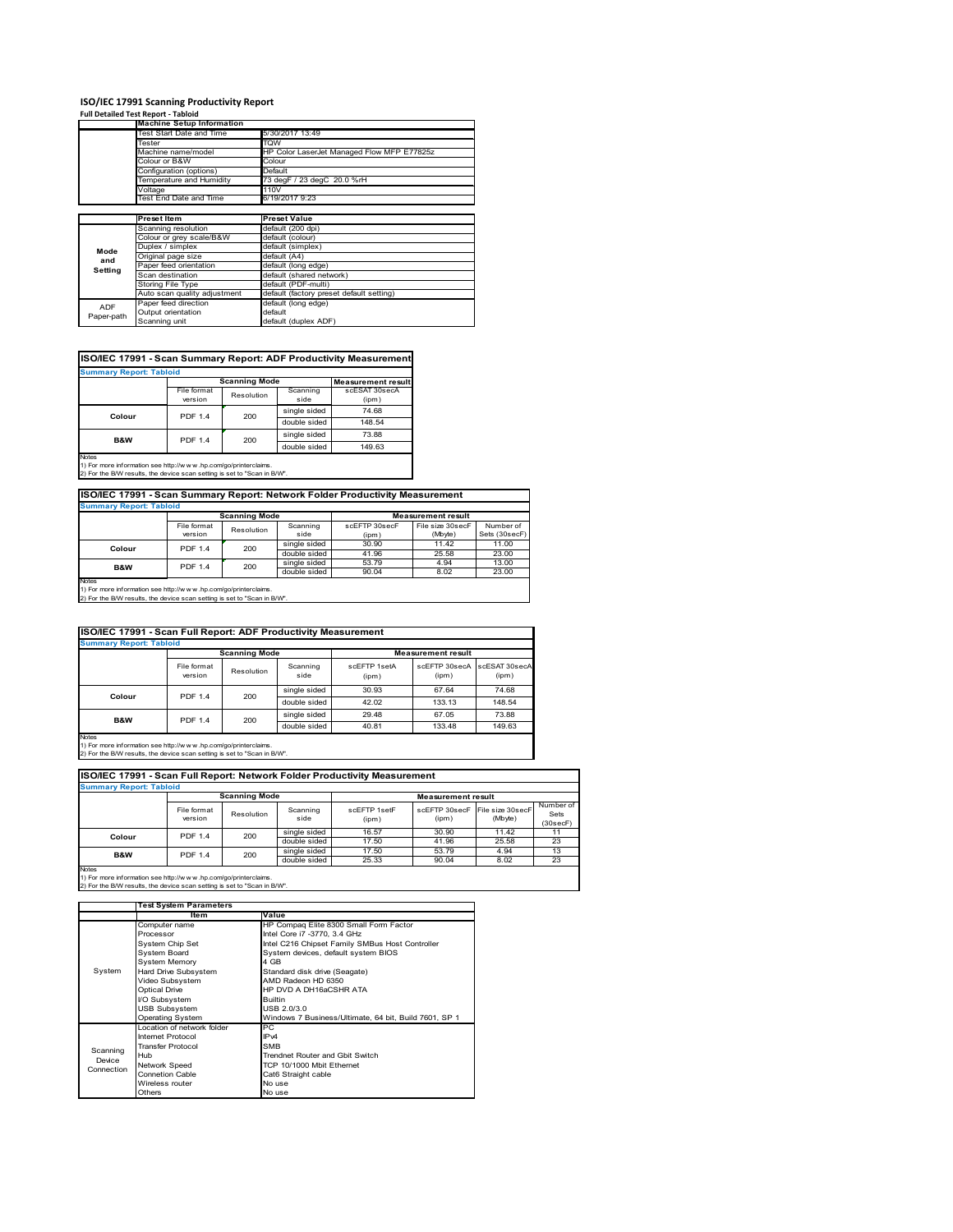# ISO/IEC 17991 Scanning Productivity Report

**Full Detailed Test Report - Tabloid**

| | Machine Setup Information | |
|---|---|---|
| | Test Start Date and Time | 5/30/2017 13:49 |
| | Tester | TQW |
| | Machine name/model | HP Color LaserJet Managed Flow MFP E77825z |
| | Colour or B&W | Colour |
| | Configuration (options) | Default |
| | Temperature and Humidity | 73 degF / 23 degC 20.0 %rH |
| | Voltage | 110V |
| | Test End Date and Time | 6/19/2017 9:23 |

| | Preset Item | Preset Value |
|---|---|---|
| Mode and Setting | Scanning resolution | default (200 dpi) |
| | Colour or grey scale/B&W | default (colour) |
| | Duplex / simplex | default (simplex) |
| | Original page size | default (A4) |
| | Paper feed orientation | default (long edge) |
| | Scan destination | default (shared network) |
| | Storing File Type | default (PDF-multi) |
| | Auto scan quality adjustment | default (factory preset default setting) |
| ADF Paper-path | Paper feed direction | default (long edge) |
| | Output orientation | default |
| | Scanning unit | default (duplex ADF) |

## ISO/IEC 17991 - Scan Summary Report: ADF Productivity Measurement

**Summary Report: Tabloid**

| | Scanning Mode | | | Measurement result |
|---|---|---|---|---|
| | File format version | Resolution | Scanning side | scESAT 30secA (ipm) |
| Colour | PDF 1.4 | 200 | single sided | 74.68 |
| | | | double sided | 148.54 |
| B&W | PDF 1.4 | 200 | single sided | 73.88 |
| | | | double sided | 149.63 |

Notes
1) For more information see http://www.hp.com/go/printerclaims.
2) For the B/W results, the device scan setting is set to "Scan in B/W".

## ISO/IEC 17991 - Scan Summary Report: Network Folder Productivity Measurement

**Summary Report: Tabloid**

| | Scanning Mode | | | Measurement result | | |
|---|---|---|---|---|---|---|
| | File format version | Resolution | Scanning side | scEFTP 30secF (ipm) | File size 30secF (Mbyte) | Number of Sets (30secF) |
| Colour | PDF 1.4 | 200 | single sided | 30.90 | 11.42 | 11.00 |
| | | | double sided | 41.96 | 25.58 | 23.00 |
| B&W | PDF 1.4 | 200 | single sided | 53.79 | 4.94 | 13.00 |
| | | | double sided | 90.04 | 8.02 | 23.00 |

Notes
1) For more information see http://www.hp.com/go/printerclaims.
2) For the B/W results, the device scan setting is set to "Scan in B/W".

## ISO/IEC 17991 - Scan Full Report: ADF Productivity Measurement

**Summary Report: Tabloid**

| | Scanning Mode | | | Measurement result | | |
|---|---|---|---|---|---|---|
| | File format version | Resolution | Scanning side | scEFTP 1setA (ipm) | scEFTP 30secA (ipm) | scESAT 30secA (ipm) |
| Colour | PDF 1.4 | 200 | single sided | 30.93 | 67.64 | 74.68 |
| | | | double sided | 42.02 | 133.13 | 148.54 |
| B&W | PDF 1.4 | 200 | single sided | 29.48 | 67.05 | 73.88 |
| | | | double sided | 40.81 | 133.48 | 149.63 |

Notes
1) For more information see http://www.hp.com/go/printerclaims.
2) For the B/W results, the device scan setting is set to "Scan in B/W".

## ISO/IEC 17991 - Scan Full Report: Network Folder Productivity Measurement

**Summary Report: Tabloid**

| | Scanning Mode | | | Measurement result | | | |
|---|---|---|---|---|---|---|---|
| | File format version | Resolution | Scanning side | scEFTP 1setF (ipm) | scEFTP 30secF (ipm) | File size 30secF (Mbyte) | Number of Sets (30secF) |
| Colour | PDF 1.4 | 200 | single sided | 16.57 | 30.90 | 11.42 | 11 |
| | | | double sided | 17.50 | 41.96 | 25.58 | 23 |
| B&W | PDF 1.4 | 200 | single sided | 17.50 | 53.79 | 4.94 | 13 |
| | | | double sided | 25.33 | 90.04 | 8.02 | 23 |

Notes
1) For more information see http://www.hp.com/go/printerclaims.
2) For the B/W results, the device scan setting is set to "Scan in B/W".

| | Test System Parameters | |
|---|---|---|
| | Item | Value |
| System | Computer name | HP Compaq Elite 8300 Small Form Factor |
| | Processor | Intel Core i7 -3770, 3.4 GHz |
| | System Chip Set | Intel C216 Chipset Family SMBus Host Controller |
| | System Board | System devices, default system BIOS |
| | System Memory | 4 GB |
| | Hard Drive Subsystem | Standard disk drive (Seagate) |
| | Video Subsystem | AMD Radeon HD 6350 |
| | Optical Drive | HP DVD A DH16aCSHR ATA |
| | I/O Subsystem | Builtin |
| | USB Subsystem | USB 2.0/3.0 |
| | Operating System | Windows 7 Business/Ultimate, 64 bit, Build 7601, SP 1 |
| Scanning Device Connection | Location of network folder | PC |
| | Internet Protocol | IPv4 |
| | Transfer Protocol | SMB |
| | Hub | Trendnet Router and Gbit Switch |
| | Network Speed | TCP 10/1000 Mbit Ethernet |
| | Connetion Cable | Cat6 Straight cable |
| | Wireless router | No use |
| | Others | No use |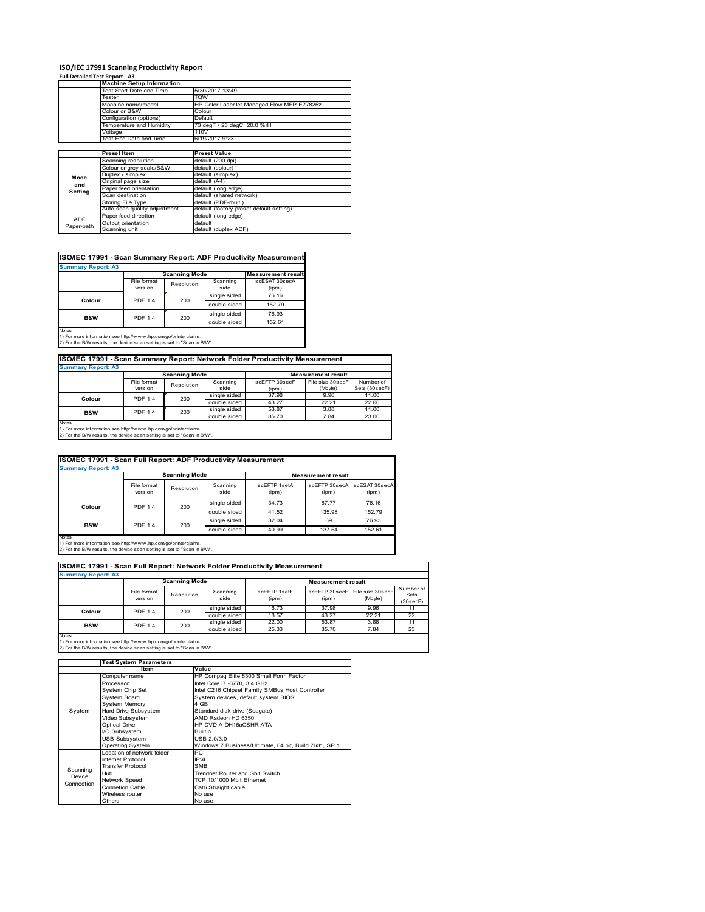# ISO/IEC 17991 Scanning Productivity Report

**Full Detailed Test Report - A3**

| | Machine Setup Information | |
|---|---|---|
| | Test Start Date and Time | 5/30/2017 13:49 |
| | Tester | TQW |
| | Machine name/model | HP Color LaserJet Managed Flow MFP E77825z |
| | Colour or B&W | Colour |
| | Configuration (options) | Default |
| | Temperature and Humidity | 73 degF / 23 degC 20.0 %rH |
| | Voltage | 110V |
| | Test End Date and Time | 6/19/2017 9:23 |

| | Preset Item | Preset Value |
|---|---|---|
| Mode and Setting | Scanning resolution | default (200 dpi) |
| | Colour or grey scale/B&W | default (colour) |
| | Duplex / simplex | default (simplex) |
| | Original page size | default (A4) |
| | Paper feed orientation | default (long edge) |
| | Scan destination | default (shared network) |
| | Storing File Type | default (PDF-multi) |
| | Auto scan quality adjustment | default (factory preset default setting) |
| ADF Paper-path | Paper feed direction | default (long edge) |
| | Output orientation | default |
| | Scanning unit | default (duplex ADF) |

## ISO/IEC 17991 - Scan Summary Report: ADF Productivity Measurement

**Summary Report: A3**

| | Scanning Mode | | | Measurement result |
|---|---|---|---|---|
| | File format version | Resolution | Scanning side | scESAT 30secA (ipm) |
| Colour | PDF 1.4 | 200 | single sided | 76.16 |
| | | | double sided | 152.79 |
| B&W | PDF 1.4 | 200 | single sided | 76.93 |
| | | | double sided | 152.61 |

Notes
1) For more information see http://www.hp.com/go/printerclaims.
2) For the B/W results, the device scan setting is set to "Scan in B/W".

## ISO/IEC 17991 - Scan Summary Report: Network Folder Productivity Measurement

**Summary Report: A3**

| | Scanning Mode | | | Measurement result | | |
|---|---|---|---|---|---|---|
| | File format version | Resolution | Scanning side | scEFTP 30secF (ipm) | File size 30secF (Mbyte) | Number of Sets (30secF) |
| Colour | PDF 1.4 | 200 | single sided | 37.98 | 9.96 | 11.00 |
| | | | double sided | 43.27 | 22.21 | 22.00 |
| B&W | PDF 1.4 | 200 | single sided | 53.87 | 3.88 | 11.00 |
| | | | double sided | 85.70 | 7.84 | 23.00 |

Notes
1) For more information see http://www.hp.com/go/printerclaims.
2) For the B/W results, the device scan setting is set to "Scan in B/W".

## ISO/IEC 17991 - Scan Full Report: ADF Productivity Measurement

**Summary Report: A3**

| | Scanning Mode | | | Measurement result | | |
|---|---|---|---|---|---|---|
| | File format version | Resolution | Scanning side | scEFTP 1setA (ipm) | scEFTP 30secA (ipm) | scESAT 30secA (ipm) |
| Colour | PDF 1.4 | 200 | single sided | 34.73 | 67.77 | 76.16 |
| | | | double sided | 41.52 | 135.98 | 152.79 |
| B&W | PDF 1.4 | 200 | single sided | 32.04 | 69 | 76.93 |
| | | | double sided | 40.99 | 137.54 | 152.61 |

Notes
1) For more information see http://www.hp.com/go/printerclaims.
2) For the B/W results, the device scan setting is set to "Scan in B/W".

## ISO/IEC 17991 - Scan Full Report: Network Folder Productivity Measurement

**Summary Report: A3**

| | Scanning Mode | | | Measurement result | | | |
|---|---|---|---|---|---|---|---|
| | File format version | Resolution | Scanning side | scEFTP 1setF (ipm) | scEFTP 30secF (ipm) | File size 30secF (Mbyte) | Number of Sets (30secF) |
| Colour | PDF 1.4 | 200 | single sided | 16.73 | 37.98 | 9.96 | 11 |
| | | | double sided | 18.57 | 43.27 | 22.21 | 22 |
| B&W | PDF 1.4 | 200 | single sided | 22.00 | 53.87 | 3.88 | 11 |
| | | | double sided | 25.33 | 85.70 | 7.84 | 23 |

Notes
1) For more information see http://www.hp.com/go/printerclaims.
2) For the B/W results, the device scan setting is set to "Scan in B/W".

| | Test System Parameters | |
|---|---|---|
| | Item | Value |
| System | Computer name | HP Compaq Elite 8300 Small Form Factor |
| | Processor | Intel Core i7 -3770, 3.4 GHz |
| | System Chip Set | Intel C216 Chipset Family SMBus Host Controller |
| | System Board | System devices, default system BIOS |
| | System Memory | 4 GB |
| | Hard Drive Subsystem | Standard disk drive (Seagate) |
| | Video Subsystem | AMD Radeon HD 6350 |
| | Optical Drive | HP DVD A DH16aCSHR ATA |
| | I/O Subsystem | Builtin |
| | USB Subsystem | USB 2.0/3.0 |
| | Operating System | Windows 7 Business/Ultimate, 64 bit, Build 7601, SP 1 |
| Scanning Device Connection | Location of network folder | PC |
| | Internet Protocol | IPv4 |
| | Transfer Protocol | SMB |
| | Hub | Trendnet Router and Gbit Switch |
| | Network Speed | TCP 10/1000 Mbit Ethernet |
| | Connetion Cable | Cat6 Straight cable |
| | Wireless router | No use |
| | Others | No use |